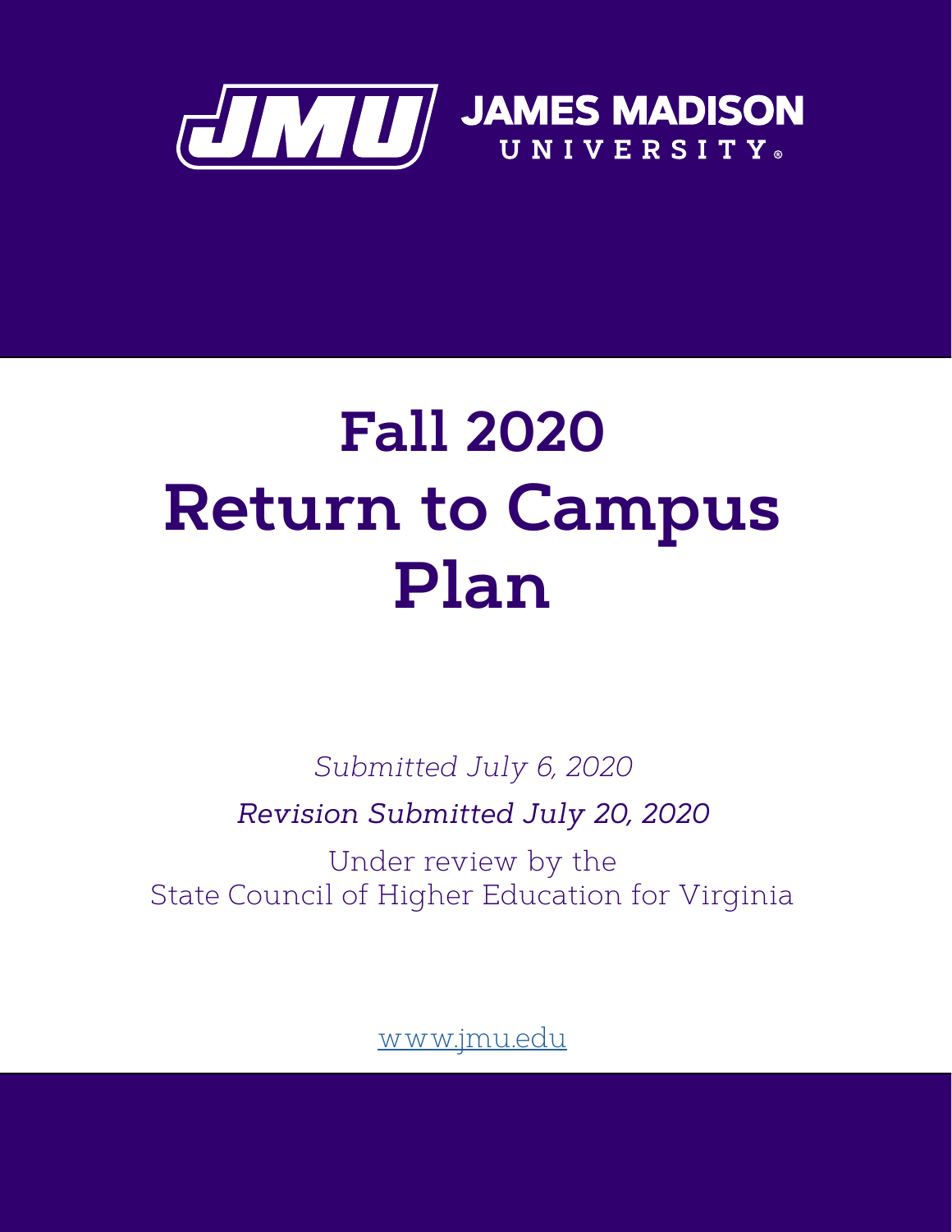JAMES MADISON UNIVERSITY

# Fall 2020 Return to Campus Plan

*Submitted July 6, 2020*

*Revision Submitted July 20, 2020*

Under review by the State Council of Higher Education for Virginia

www.jmu.edu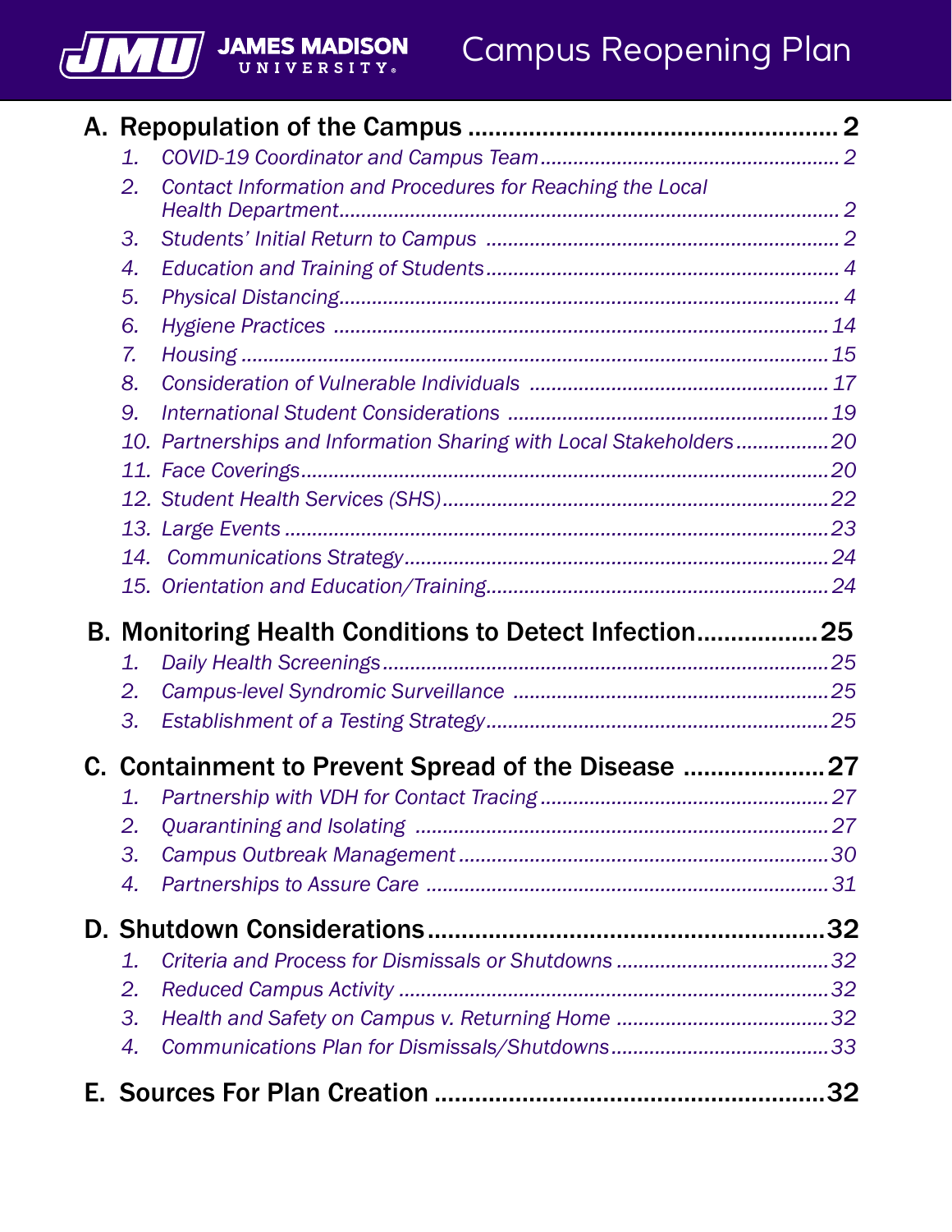# Campus Reopening Plan

**A. Repopulation of the Campus .................................................... 2**

1. *COVID-19 Coordinator and Campus Team ..................................... 2*
2. *Contact Information and Procedures for Reaching the Local Health Department ............................................................................ 2*
3. *Students' Initial Return to Campus ................................................ 2*
4. *Education and Training of Students ............................................... 4*
5. *Physical Distancing .......................................................................... 4*
6. *Hygiene Practices ........................................................................... 14*
7. *Housing ........................................................................................... 15*
8. *Consideration of Vulnerable Individuals ...................................... 17*
9. *International Student Considerations .......................................... 19*
10. *Partnerships and Information Sharing with Local Stakeholders ................ 20*
11. *Face Coverings ............................................................................... 20*
12. *Student Health Services (SHS) ...................................................... 22*
13. *Large Events ................................................................................... 23*
14. *Communications Strategy ............................................................. 24*
15. *Orientation and Education/Training .............................................. 24*

**B. Monitoring Health Conditions to Detect Infection ................. 25**

1. *Daily Health Screenings ................................................................. 25*
2. *Campus-level Syndromic Surveillance ......................................... 25*
3. *Establishment of a Testing Strategy .............................................. 25*

**C. Containment to Prevent Spread of the Disease .................... 27**

1. *Partnership with VDH for Contact Tracing .................................... 27*
2. *Quarantining and Isolating ........................................................... 27*
3. *Campus Outbreak Management ................................................... 30*
4. *Partnerships to Assure Care ......................................................... 31*

**D. Shutdown Considerations ........................................................ 32**

1. *Criteria and Process for Dismissals or Shutdowns ...................... 32*
2. *Reduced Campus Activity ............................................................. 32*
3. *Health and Safety on Campus v. Returning Home ...................... 32*
4. *Communications Plan for Dismissals/Shutdowns ....................... 33*

**E. Sources For Plan Creation ....................................................... 32**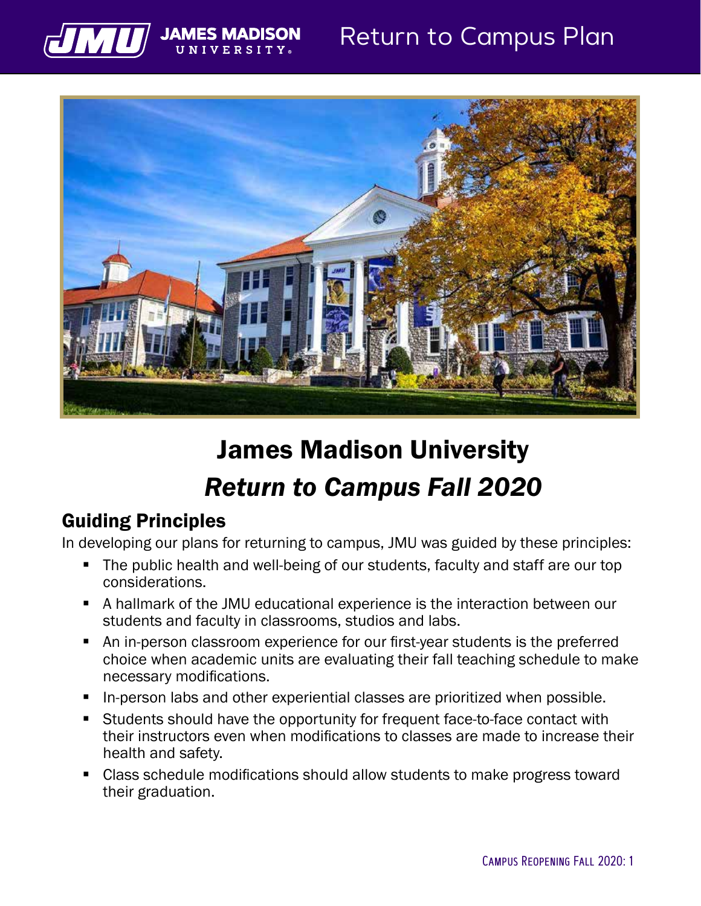# James Madison University

## *Return to Campus Fall 2020*

## Guiding Principles

In developing our plans for returning to campus, JMU was guided by these principles:

- The public health and well-being of our students, faculty and staff are our top considerations.
- A hallmark of the JMU educational experience is the interaction between our students and faculty in classrooms, studios and labs.
- An in-person classroom experience for our first-year students is the preferred choice when academic units are evaluating their fall teaching schedule to make necessary modifications.
- In-person labs and other experiential classes are prioritized when possible.
- Students should have the opportunity for frequent face-to-face contact with their instructors even when modifications to classes are made to increase their health and safety.
- Class schedule modifications should allow students to make progress toward their graduation.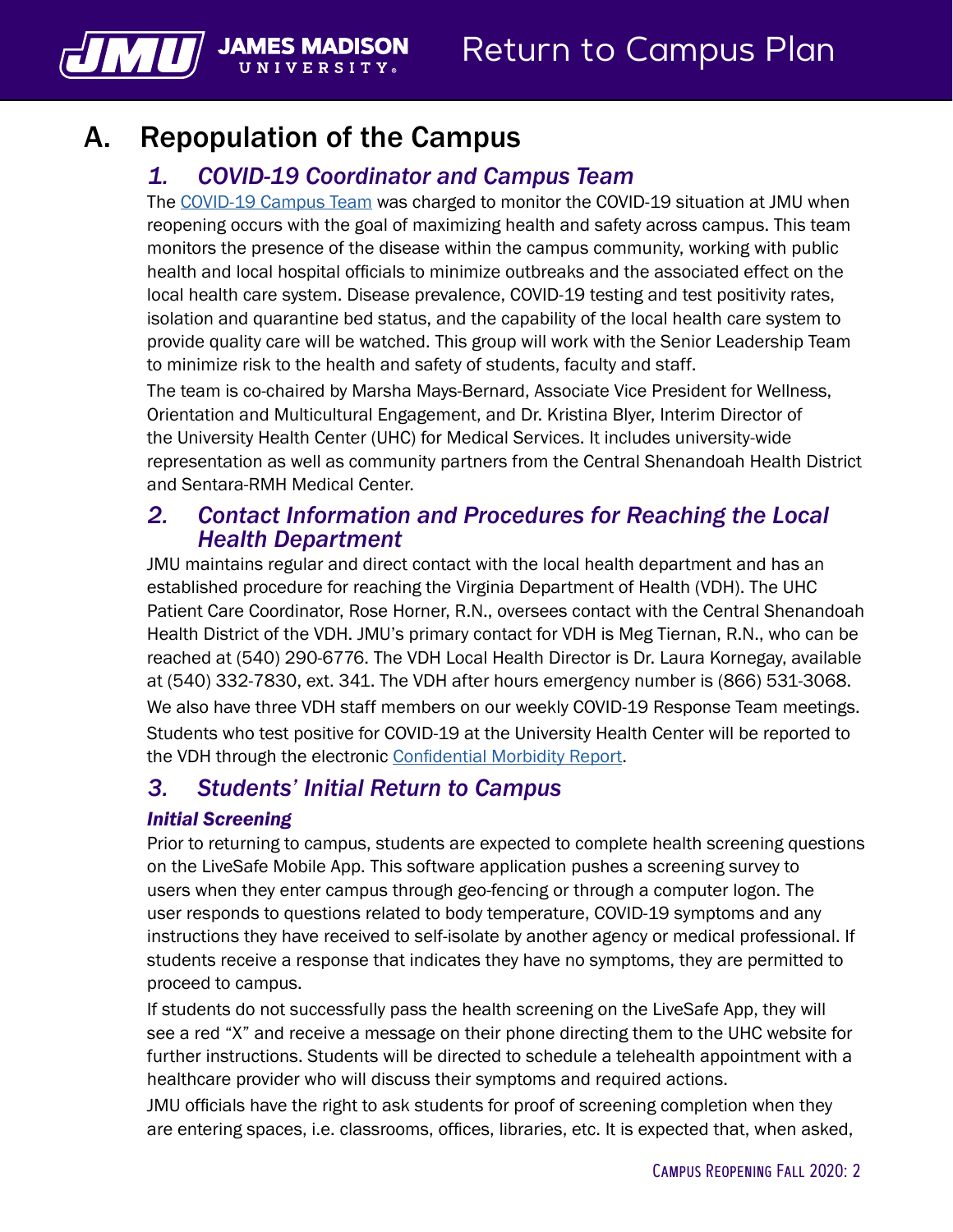# A. Repopulation of the Campus

## *1. COVID-19 Coordinator and Campus Team*

The [COVID-19 Campus Team]() was charged to monitor the COVID-19 situation at JMU when reopening occurs with the goal of maximizing health and safety across campus. This team monitors the presence of the disease within the campus community, working with public health and local hospital officials to minimize outbreaks and the associated effect on the local health care system. Disease prevalence, COVID-19 testing and test positivity rates, isolation and quarantine bed status, and the capability of the local health care system to provide quality care will be watched. This group will work with the Senior Leadership Team to minimize risk to the health and safety of students, faculty and staff.

The team is co-chaired by Marsha Mays-Bernard, Associate Vice President for Wellness, Orientation and Multicultural Engagement, and Dr. Kristina Blyer, Interim Director of the University Health Center (UHC) for Medical Services. It includes university-wide representation as well as community partners from the Central Shenandoah Health District and Sentara-RMH Medical Center.

## *2. Contact Information and Procedures for Reaching the Local Health Department*

JMU maintains regular and direct contact with the local health department and has an established procedure for reaching the Virginia Department of Health (VDH). The UHC Patient Care Coordinator, Rose Horner, R.N., oversees contact with the Central Shenandoah Health District of the VDH. JMU's primary contact for VDH is Meg Tiernan, R.N., who can be reached at (540) 290-6776. The VDH Local Health Director is Dr. Laura Kornegay, available at (540) 332-7830, ext. 341. The VDH after hours emergency number is (866) 531-3068.

We also have three VDH staff members on our weekly COVID-19 Response Team meetings.

Students who test positive for COVID-19 at the University Health Center will be reported to the VDH through the electronic [Confidential Morbidity Report]().

## *3. Students' Initial Return to Campus*

### *Initial Screening*

Prior to returning to campus, students are expected to complete health screening questions on the LiveSafe Mobile App. This software application pushes a screening survey to users when they enter campus through geo-fencing or through a computer logon. The user responds to questions related to body temperature, COVID-19 symptoms and any instructions they have received to self-isolate by another agency or medical professional. If students receive a response that indicates they have no symptoms, they are permitted to proceed to campus.

If students do not successfully pass the health screening on the LiveSafe App, they will see a red "X" and receive a message on their phone directing them to the UHC website for further instructions. Students will be directed to schedule a telehealth appointment with a healthcare provider who will discuss their symptoms and required actions.

JMU officials have the right to ask students for proof of screening completion when they are entering spaces, i.e. classrooms, offices, libraries, etc. It is expected that, when asked,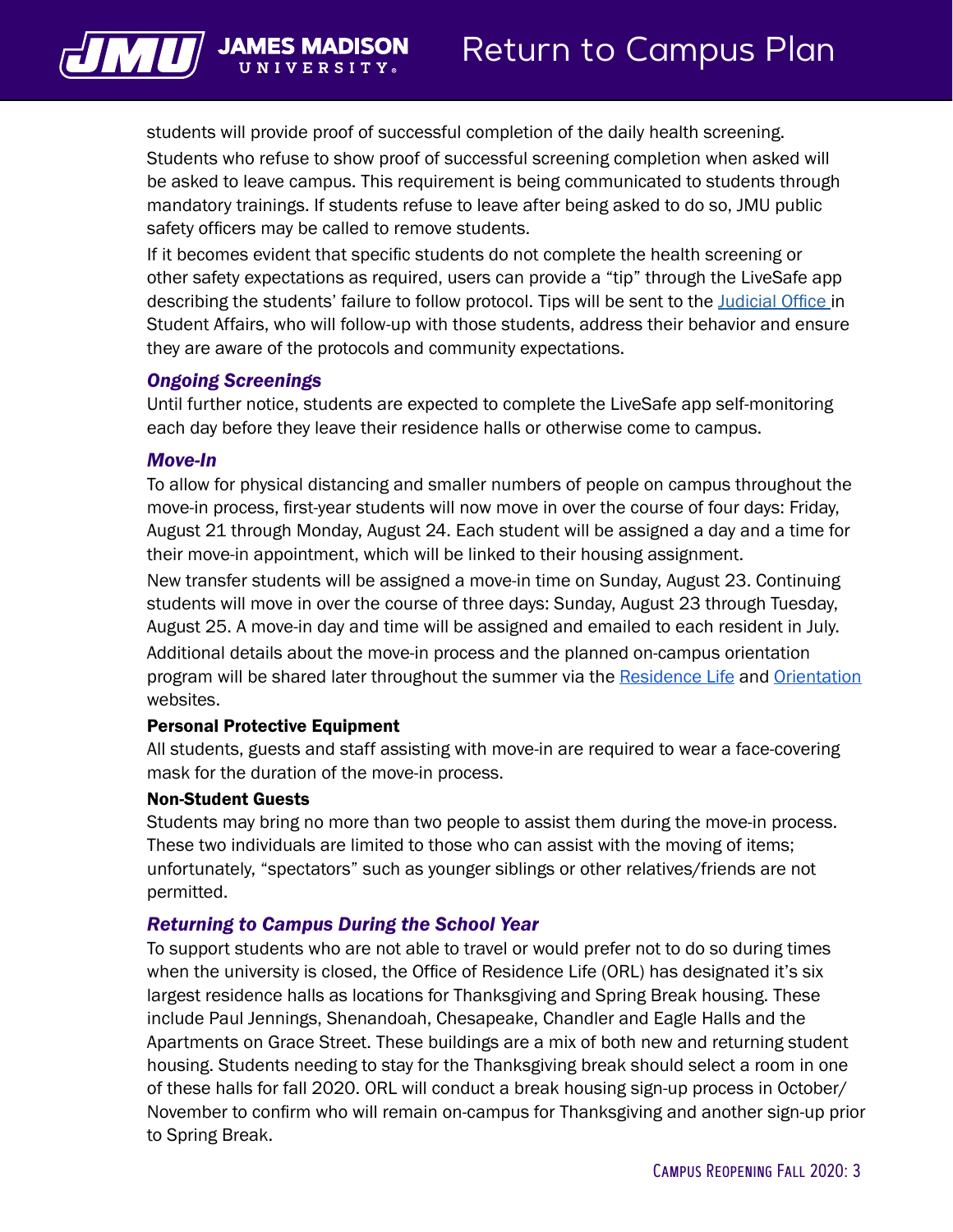students will provide proof of successful completion of the daily health screening.

Students who refuse to show proof of successful screening completion when asked will be asked to leave campus. This requirement is being communicated to students through mandatory trainings. If students refuse to leave after being asked to do so, JMU public safety officers may be called to remove students.

If it becomes evident that specific students do not complete the health screening or other safety expectations as required, users can provide a "tip" through the LiveSafe app describing the students' failure to follow protocol. Tips will be sent to the Judicial Office in Student Affairs, who will follow-up with those students, address their behavior and ensure they are aware of the protocols and community expectations.

### *Ongoing Screenings*

Until further notice, students are expected to complete the LiveSafe app self-monitoring each day before they leave their residence halls or otherwise come to campus.

### *Move-In*

To allow for physical distancing and smaller numbers of people on campus throughout the move-in process, first-year students will now move in over the course of four days: Friday, August 21 through Monday, August 24. Each student will be assigned a day and a time for their move-in appointment, which will be linked to their housing assignment.

New transfer students will be assigned a move-in time on Sunday, August 23. Continuing students will move in over the course of three days: Sunday, August 23 through Tuesday, August 25. A move-in day and time will be assigned and emailed to each resident in July.

Additional details about the move-in process and the planned on-campus orientation program will be shared later throughout the summer via the Residence Life and Orientation websites.

#### Personal Protective Equipment

All students, guests and staff assisting with move-in are required to wear a face-covering mask for the duration of the move-in process.

#### Non-Student Guests

Students may bring no more than two people to assist them during the move-in process. These two individuals are limited to those who can assist with the moving of items; unfortunately, "spectators" such as younger siblings or other relatives/friends are not permitted.

### *Returning to Campus During the School Year*

To support students who are not able to travel or would prefer not to do so during times when the university is closed, the Office of Residence Life (ORL) has designated it's six largest residence halls as locations for Thanksgiving and Spring Break housing. These include Paul Jennings, Shenandoah, Chesapeake, Chandler and Eagle Halls and the Apartments on Grace Street. These buildings are a mix of both new and returning student housing. Students needing to stay for the Thanksgiving break should select a room in one of these halls for fall 2020. ORL will conduct a break housing sign-up process in October/November to confirm who will remain on-campus for Thanksgiving and another sign-up prior to Spring Break.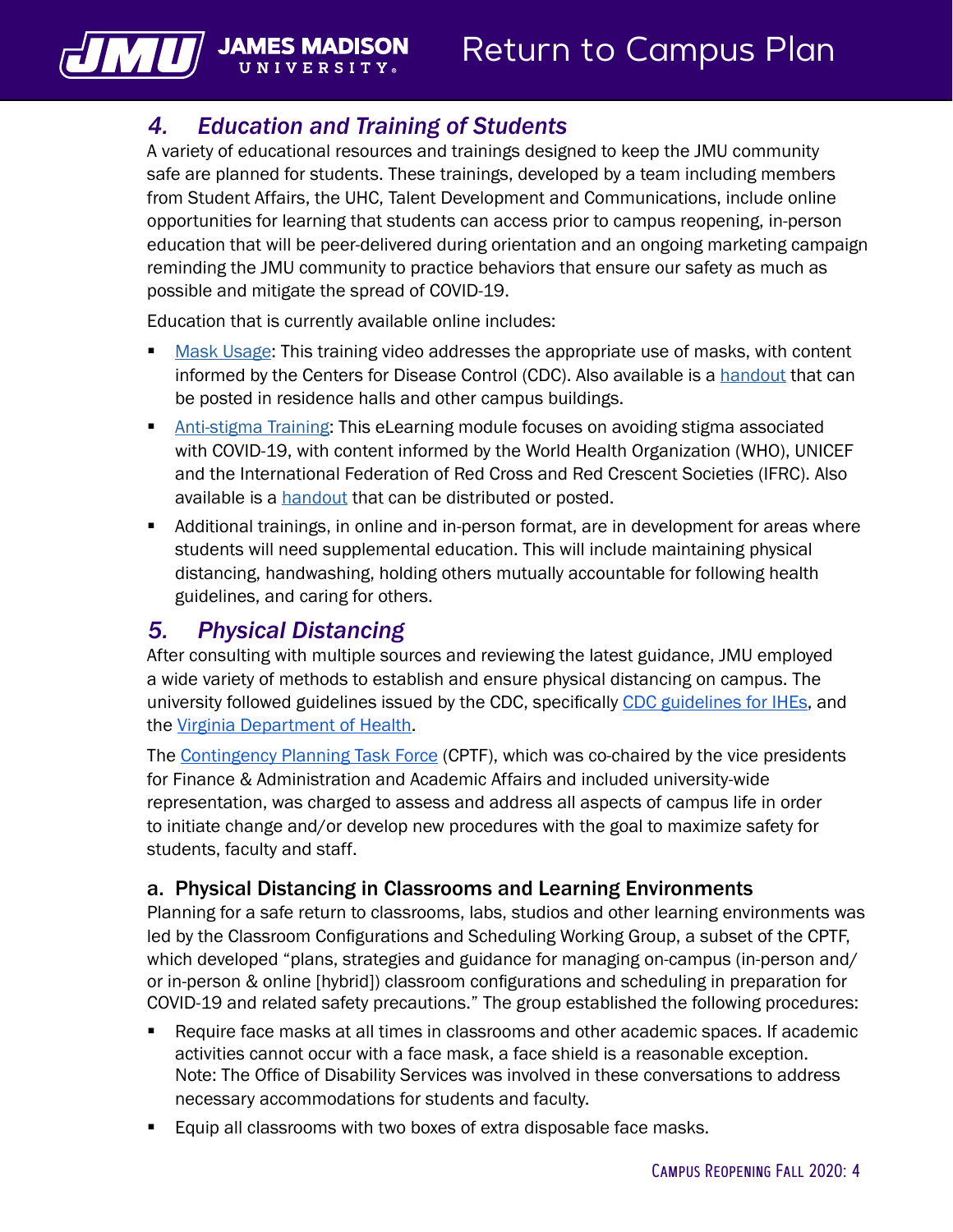## *4. Education and Training of Students*

A variety of educational resources and trainings designed to keep the JMU community safe are planned for students. These trainings, developed by a team including members from Student Affairs, the UHC, Talent Development and Communications, include online opportunities for learning that students can access prior to campus reopening, in-person education that will be peer-delivered during orientation and an ongoing marketing campaign reminding the JMU community to practice behaviors that ensure our safety as much as possible and mitigate the spread of COVID-19.

Education that is currently available online includes:

- Mask Usage: This training video addresses the appropriate use of masks, with content informed by the Centers for Disease Control (CDC). Also available is a handout that can be posted in residence halls and other campus buildings.
- Anti-stigma Training: This eLearning module focuses on avoiding stigma associated with COVID-19, with content informed by the World Health Organization (WHO), UNICEF and the International Federation of Red Cross and Red Crescent Societies (IFRC). Also available is a handout that can be distributed or posted.
- Additional trainings, in online and in-person format, are in development for areas where students will need supplemental education. This will include maintaining physical distancing, handwashing, holding others mutually accountable for following health guidelines, and caring for others.

## *5. Physical Distancing*

After consulting with multiple sources and reviewing the latest guidance, JMU employed a wide variety of methods to establish and ensure physical distancing on campus. The university followed guidelines issued by the CDC, specifically CDC guidelines for IHEs, and the Virginia Department of Health.

The Contingency Planning Task Force (CPTF), which was co-chaired by the vice presidents for Finance & Administration and Academic Affairs and included university-wide representation, was charged to assess and address all aspects of campus life in order to initiate change and/or develop new procedures with the goal to maximize safety for students, faculty and staff.

### a. Physical Distancing in Classrooms and Learning Environments

Planning for a safe return to classrooms, labs, studios and other learning environments was led by the Classroom Configurations and Scheduling Working Group, a subset of the CPTF, which developed "plans, strategies and guidance for managing on-campus (in-person and/or in-person & online [hybrid]) classroom configurations and scheduling in preparation for COVID-19 and related safety precautions." The group established the following procedures:

- Require face masks at all times in classrooms and other academic spaces. If academic activities cannot occur with a face mask, a face shield is a reasonable exception. Note: The Office of Disability Services was involved in these conversations to address necessary accommodations for students and faculty.
- Equip all classrooms with two boxes of extra disposable face masks.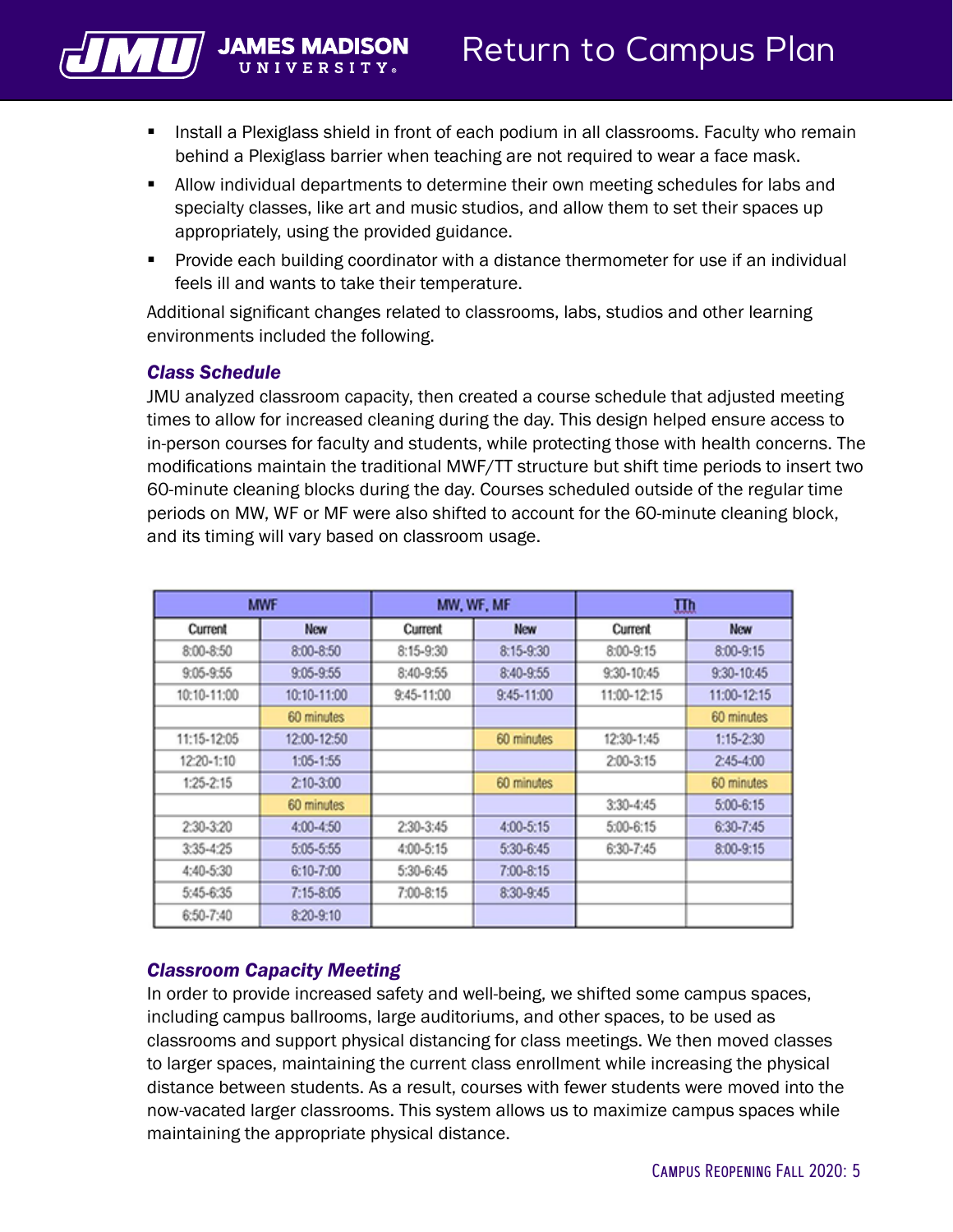- Install a Plexiglass shield in front of each podium in all classrooms. Faculty who remain behind a Plexiglass barrier when teaching are not required to wear a face mask.
- Allow individual departments to determine their own meeting schedules for labs and specialty classes, like art and music studios, and allow them to set their spaces up appropriately, using the provided guidance.
- Provide each building coordinator with a distance thermometer for use if an individual feels ill and wants to take their temperature.

Additional significant changes related to classrooms, labs, studios and other learning environments included the following.

### *Class Schedule*

JMU analyzed classroom capacity, then created a course schedule that adjusted meeting times to allow for increased cleaning during the day. This design helped ensure access to in-person courses for faculty and students, while protecting those with health concerns. The modifications maintain the traditional MWF/TT structure but shift time periods to insert two 60-minute cleaning blocks during the day. Courses scheduled outside of the regular time periods on MW, WF or MF were also shifted to account for the 60-minute cleaning block, and its timing will vary based on classroom usage.

| MWF | | MW, WF, MF | | TTh | |
|---|---|---|---|---|---|
| Current | New | Current | New | Current | New |
| 8:00-8:50 | 8:00-8:50 | 8:15-9:30 | 8:15-9:30 | 8:00-9:15 | 8:00-9:15 |
| 9:05-9:55 | 9:05-9:55 | 8:40-9:55 | 8:40-9:55 | 9:30-10:45 | 9:30-10:45 |
| 10:10-11:00 | 10:10-11:00 | 9:45-11:00 | 9:45-11:00 | 11:00-12:15 | 11:00-12:15 |
| | 60 minutes | | | | 60 minutes |
| 11:15-12:05 | 12:00-12:50 | | 60 minutes | 12:30-1:45 | 1:15-2:30 |
| 12:20-1:10 | 1:05-1:55 | | | 2:00-3:15 | 2:45-4:00 |
| 1:25-2:15 | 2:10-3:00 | | 60 minutes | | 60 minutes |
| | 60 minutes | | | 3:30-4:45 | 5:00-6:15 |
| 2:30-3:20 | 4:00-4:50 | 2:30-3:45 | 4:00-5:15 | 5:00-6:15 | 6:30-7:45 |
| 3:35-4:25 | 5:05-5:55 | 4:00-5:15 | 5:30-6:45 | 6:30-7:45 | 8:00-9:15 |
| 4:40-5:30 | 6:10-7:00 | 5:30-6:45 | 7:00-8:15 | | |
| 5:45-6:35 | 7:15-8:05 | 7:00-8:15 | 8:30-9:45 | | |
| 6:50-7:40 | 8:20-9:10 | | | | |

### *Classroom Capacity Meeting*

In order to provide increased safety and well-being, we shifted some campus spaces, including campus ballrooms, large auditoriums, and other spaces, to be used as classrooms and support physical distancing for class meetings. We then moved classes to larger spaces, maintaining the current class enrollment while increasing the physical distance between students. As a result, courses with fewer students were moved into the now-vacated larger classrooms. This system allows us to maximize campus spaces while maintaining the appropriate physical distance.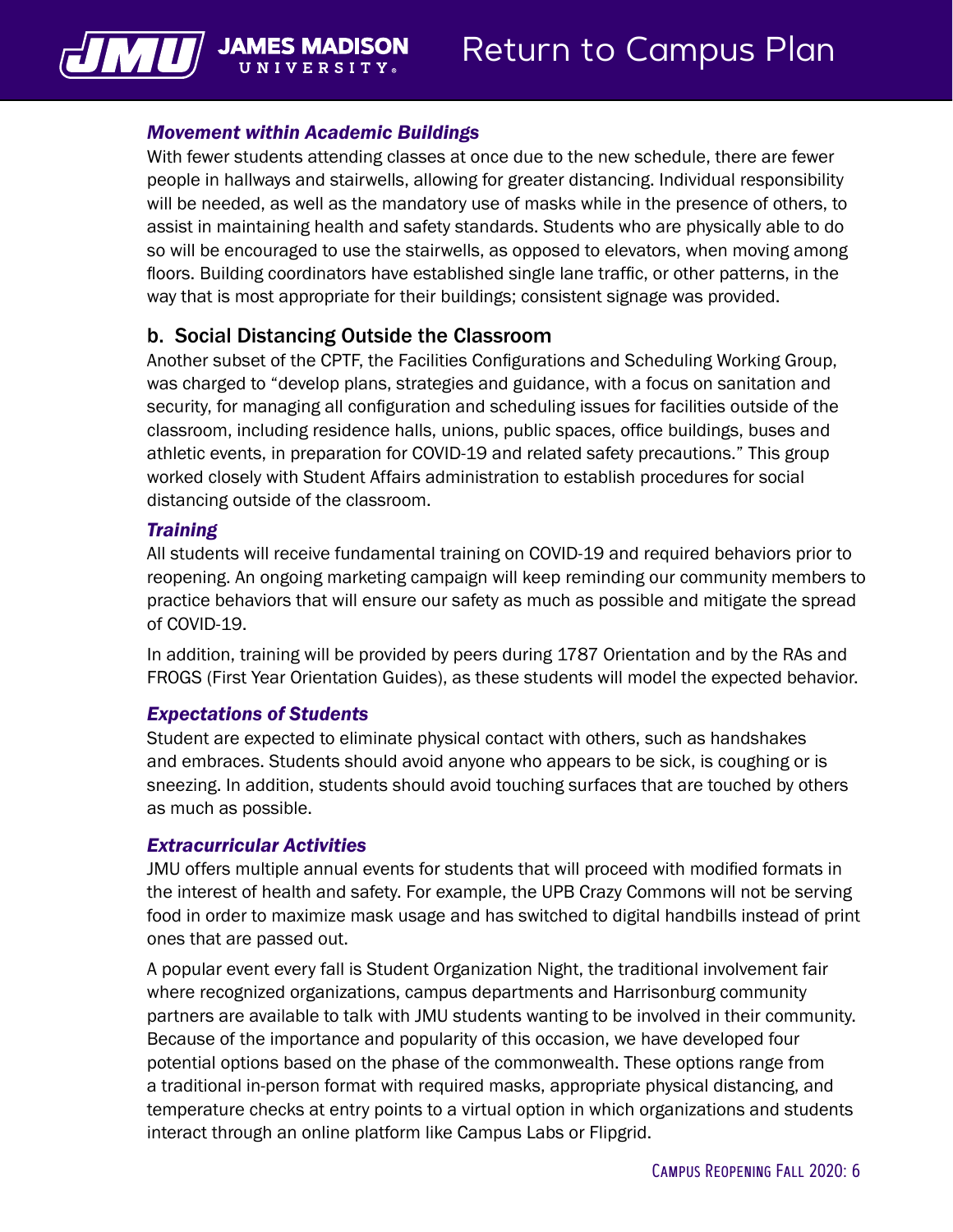### *Movement within Academic Buildings*

With fewer students attending classes at once due to the new schedule, there are fewer people in hallways and stairwells, allowing for greater distancing. Individual responsibility will be needed, as well as the mandatory use of masks while in the presence of others, to assist in maintaining health and safety standards. Students who are physically able to do so will be encouraged to use the stairwells, as opposed to elevators, when moving among floors. Building coordinators have established single lane traffic, or other patterns, in the way that is most appropriate for their buildings; consistent signage was provided.

## b. Social Distancing Outside the Classroom

Another subset of the CPTF, the Facilities Configurations and Scheduling Working Group, was charged to "develop plans, strategies and guidance, with a focus on sanitation and security, for managing all configuration and scheduling issues for facilities outside of the classroom, including residence halls, unions, public spaces, office buildings, buses and athletic events, in preparation for COVID-19 and related safety precautions." This group worked closely with Student Affairs administration to establish procedures for social distancing outside of the classroom.

### *Training*

All students will receive fundamental training on COVID-19 and required behaviors prior to reopening. An ongoing marketing campaign will keep reminding our community members to practice behaviors that will ensure our safety as much as possible and mitigate the spread of COVID-19.

In addition, training will be provided by peers during 1787 Orientation and by the RAs and FROGS (First Year Orientation Guides), as these students will model the expected behavior.

### *Expectations of Students*

Student are expected to eliminate physical contact with others, such as handshakes and embraces. Students should avoid anyone who appears to be sick, is coughing or is sneezing. In addition, students should avoid touching surfaces that are touched by others as much as possible.

### *Extracurricular Activities*

JMU offers multiple annual events for students that will proceed with modified formats in the interest of health and safety. For example, the UPB Crazy Commons will not be serving food in order to maximize mask usage and has switched to digital handbills instead of print ones that are passed out.

A popular event every fall is Student Organization Night, the traditional involvement fair where recognized organizations, campus departments and Harrisonburg community partners are available to talk with JMU students wanting to be involved in their community. Because of the importance and popularity of this occasion, we have developed four potential options based on the phase of the commonwealth. These options range from a traditional in-person format with required masks, appropriate physical distancing, and temperature checks at entry points to a virtual option in which organizations and students interact through an online platform like Campus Labs or Flipgrid.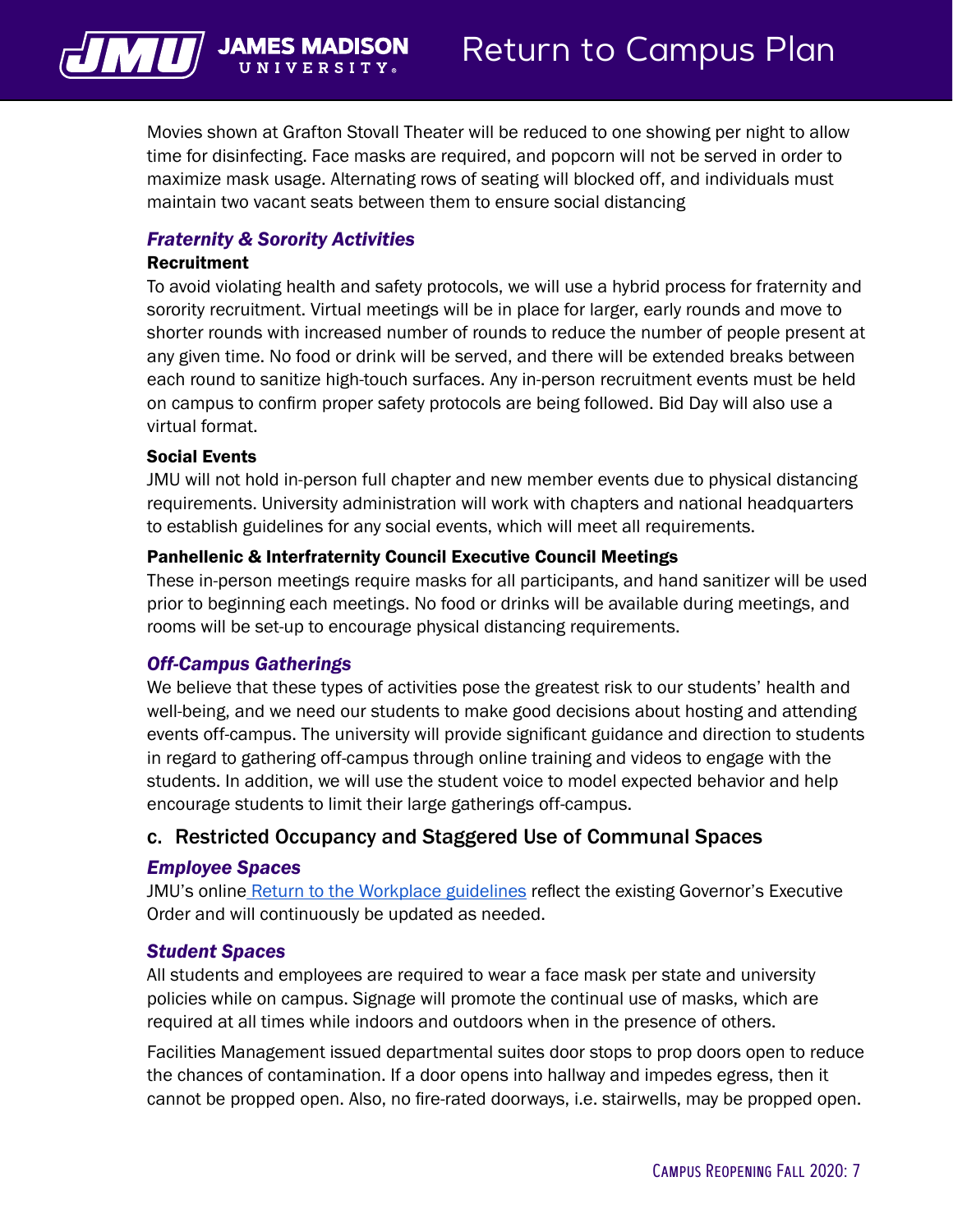Movies shown at Grafton Stovall Theater will be reduced to one showing per night to allow time for disinfecting. Face masks are required, and popcorn will not be served in order to maximize mask usage. Alternating rows of seating will blocked off, and individuals must maintain two vacant seats between them to ensure social distancing

### *Fraternity & Sorority Activities*

**Recruitment**

To avoid violating health and safety protocols, we will use a hybrid process for fraternity and sorority recruitment. Virtual meetings will be in place for larger, early rounds and move to shorter rounds with increased number of rounds to reduce the number of people present at any given time. No food or drink will be served, and there will be extended breaks between each round to sanitize high-touch surfaces. Any in-person recruitment events must be held on campus to confirm proper safety protocols are being followed. Bid Day will also use a virtual format.

**Social Events**

JMU will not hold in-person full chapter and new member events due to physical distancing requirements. University administration will work with chapters and national headquarters to establish guidelines for any social events, which will meet all requirements.

**Panhellenic & Interfraternity Council Executive Council Meetings**

These in-person meetings require masks for all participants, and hand sanitizer will be used prior to beginning each meetings. No food or drinks will be available during meetings, and rooms will be set-up to encourage physical distancing requirements.

### *Off-Campus Gatherings*

We believe that these types of activities pose the greatest risk to our students' health and well-being, and we need our students to make good decisions about hosting and attending events off-campus. The university will provide significant guidance and direction to students in regard to gathering off-campus through online training and videos to engage with the students. In addition, we will use the student voice to model expected behavior and help encourage students to limit their large gatherings off-campus.

## c. Restricted Occupancy and Staggered Use of Communal Spaces

### *Employee Spaces*

JMU's online Return to the Workplace guidelines reflect the existing Governor's Executive Order and will continuously be updated as needed.

### *Student Spaces*

All students and employees are required to wear a face mask per state and university policies while on campus. Signage will promote the continual use of masks, which are required at all times while indoors and outdoors when in the presence of others.

Facilities Management issued departmental suites door stops to prop doors open to reduce the chances of contamination. If a door opens into hallway and impedes egress, then it cannot be propped open. Also, no fire-rated doorways, i.e. stairwells, may be propped open.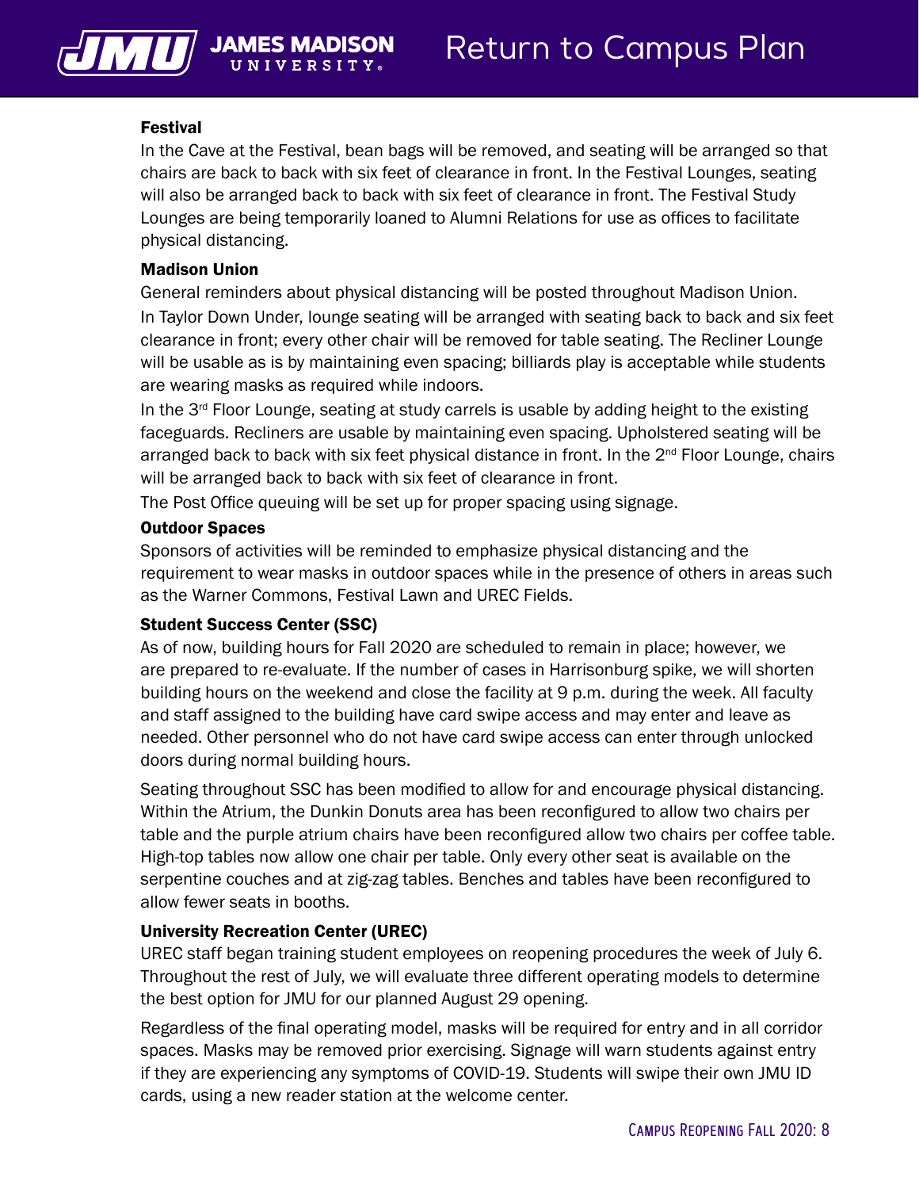### Festival

In the Cave at the Festival, bean bags will be removed, and seating will be arranged so that chairs are back to back with six feet of clearance in front. In the Festival Lounges, seating will also be arranged back to back with six feet of clearance in front. The Festival Study Lounges are being temporarily loaned to Alumni Relations for use as offices to facilitate physical distancing.

### Madison Union

General reminders about physical distancing will be posted throughout Madison Union.

In Taylor Down Under, lounge seating will be arranged with seating back to back and six feet clearance in front; every other chair will be removed for table seating. The Recliner Lounge will be usable as is by maintaining even spacing; billiards play is acceptable while students are wearing masks as required while indoors.

In the 3rd Floor Lounge, seating at study carrels is usable by adding height to the existing faceguards. Recliners are usable by maintaining even spacing. Upholstered seating will be arranged back to back with six feet physical distance in front. In the 2nd Floor Lounge, chairs will be arranged back to back with six feet of clearance in front.

The Post Office queuing will be set up for proper spacing using signage.

### Outdoor Spaces

Sponsors of activities will be reminded to emphasize physical distancing and the requirement to wear masks in outdoor spaces while in the presence of others in areas such as the Warner Commons, Festival Lawn and UREC Fields.

### Student Success Center (SSC)

As of now, building hours for Fall 2020 are scheduled to remain in place; however, we are prepared to re-evaluate. If the number of cases in Harrisonburg spike, we will shorten building hours on the weekend and close the facility at 9 p.m. during the week. All faculty and staff assigned to the building have card swipe access and may enter and leave as needed. Other personnel who do not have card swipe access can enter through unlocked doors during normal building hours.

Seating throughout SSC has been modified to allow for and encourage physical distancing. Within the Atrium, the Dunkin Donuts area has been reconfigured to allow two chairs per table and the purple atrium chairs have been reconfigured allow two chairs per coffee table. High-top tables now allow one chair per table. Only every other seat is available on the serpentine couches and at zig-zag tables. Benches and tables have been reconfigured to allow fewer seats in booths.

### University Recreation Center (UREC)

UREC staff began training student employees on reopening procedures the week of July 6. Throughout the rest of July, we will evaluate three different operating models to determine the best option for JMU for our planned August 29 opening.

Regardless of the final operating model, masks will be required for entry and in all corridor spaces. Masks may be removed prior exercising. Signage will warn students against entry if they are experiencing any symptoms of COVID-19. Students will swipe their own JMU ID cards, using a new reader station at the welcome center.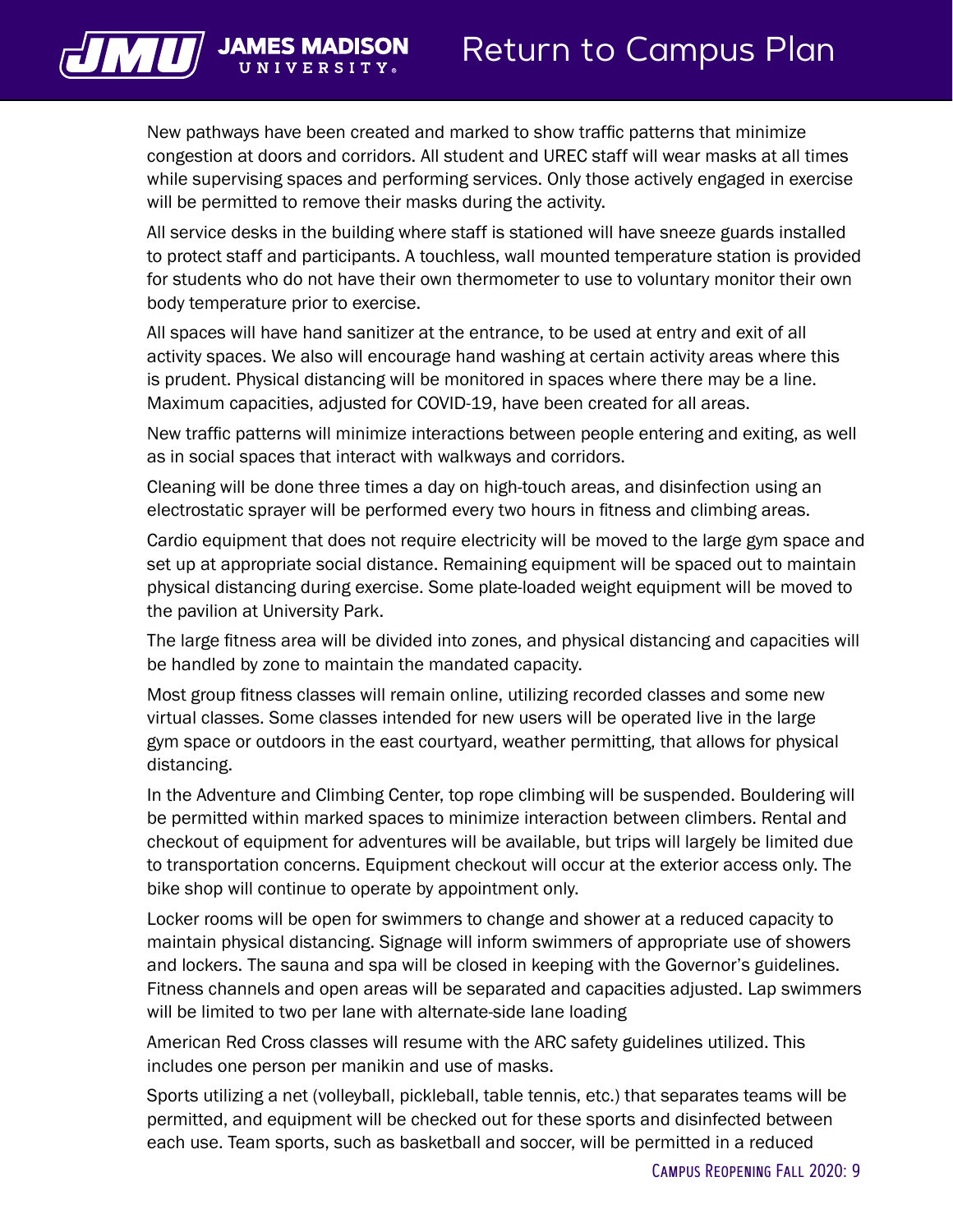New pathways have been created and marked to show traffic patterns that minimize congestion at doors and corridors. All student and UREC staff will wear masks at all times while supervising spaces and performing services. Only those actively engaged in exercise will be permitted to remove their masks during the activity.

All service desks in the building where staff is stationed will have sneeze guards installed to protect staff and participants. A touchless, wall mounted temperature station is provided for students who do not have their own thermometer to use to voluntary monitor their own body temperature prior to exercise.

All spaces will have hand sanitizer at the entrance, to be used at entry and exit of all activity spaces. We also will encourage hand washing at certain activity areas where this is prudent. Physical distancing will be monitored in spaces where there may be a line. Maximum capacities, adjusted for COVID-19, have been created for all areas.

New traffic patterns will minimize interactions between people entering and exiting, as well as in social spaces that interact with walkways and corridors.

Cleaning will be done three times a day on high-touch areas, and disinfection using an electrostatic sprayer will be performed every two hours in fitness and climbing areas.

Cardio equipment that does not require electricity will be moved to the large gym space and set up at appropriate social distance. Remaining equipment will be spaced out to maintain physical distancing during exercise. Some plate-loaded weight equipment will be moved to the pavilion at University Park.

The large fitness area will be divided into zones, and physical distancing and capacities will be handled by zone to maintain the mandated capacity.

Most group fitness classes will remain online, utilizing recorded classes and some new virtual classes. Some classes intended for new users will be operated live in the large gym space or outdoors in the east courtyard, weather permitting, that allows for physical distancing.

In the Adventure and Climbing Center, top rope climbing will be suspended. Bouldering will be permitted within marked spaces to minimize interaction between climbers. Rental and checkout of equipment for adventures will be available, but trips will largely be limited due to transportation concerns. Equipment checkout will occur at the exterior access only. The bike shop will continue to operate by appointment only.

Locker rooms will be open for swimmers to change and shower at a reduced capacity to maintain physical distancing. Signage will inform swimmers of appropriate use of showers and lockers. The sauna and spa will be closed in keeping with the Governor's guidelines. Fitness channels and open areas will be separated and capacities adjusted. Lap swimmers will be limited to two per lane with alternate-side lane loading

American Red Cross classes will resume with the ARC safety guidelines utilized. This includes one person per manikin and use of masks.

Sports utilizing a net (volleyball, pickleball, table tennis, etc.) that separates teams will be permitted, and equipment will be checked out for these sports and disinfected between each use. Team sports, such as basketball and soccer, will be permitted in a reduced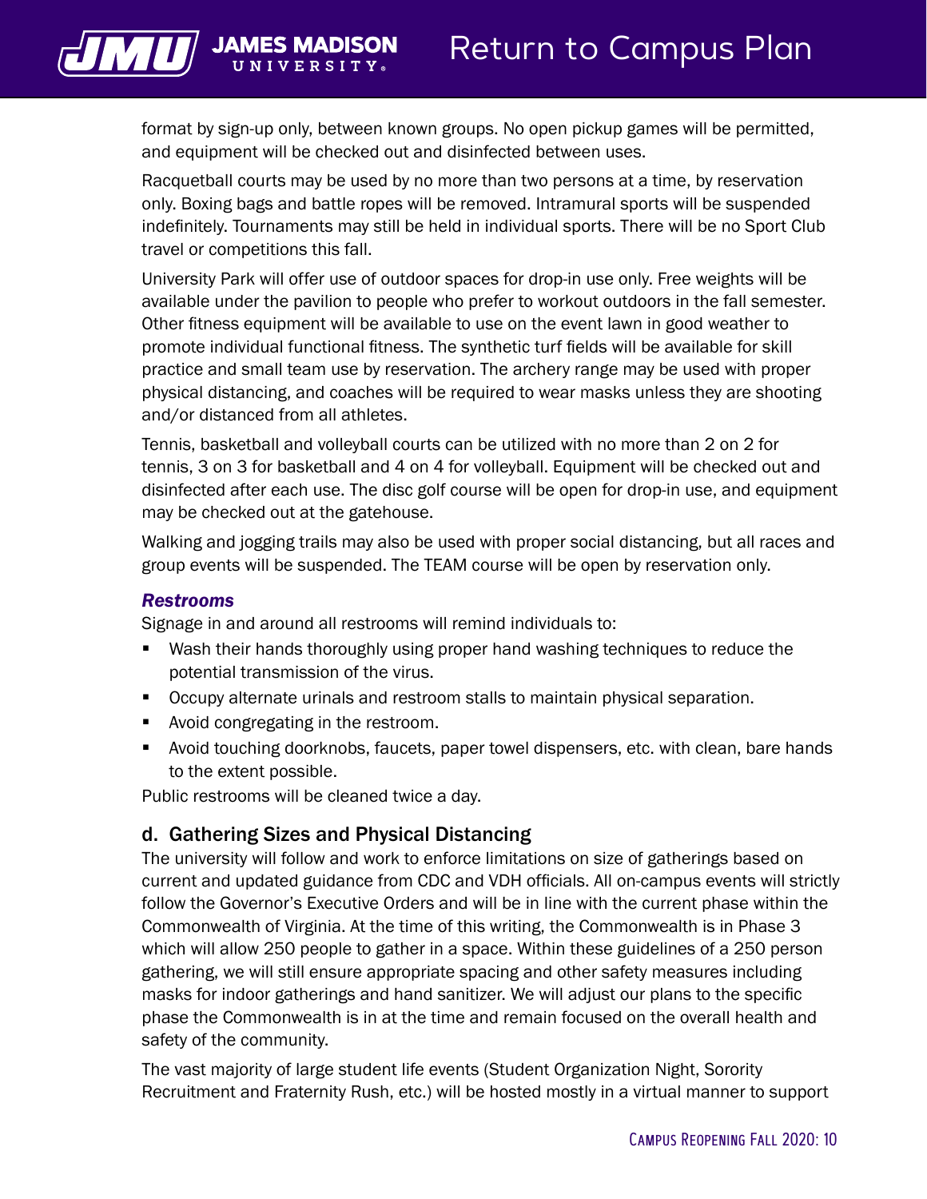format by sign-up only, between known groups. No open pickup games will be permitted, and equipment will be checked out and disinfected between uses.

Racquetball courts may be used by no more than two persons at a time, by reservation only. Boxing bags and battle ropes will be removed. Intramural sports will be suspended indefinitely. Tournaments may still be held in individual sports. There will be no Sport Club travel or competitions this fall.

University Park will offer use of outdoor spaces for drop-in use only. Free weights will be available under the pavilion to people who prefer to workout outdoors in the fall semester. Other fitness equipment will be available to use on the event lawn in good weather to promote individual functional fitness. The synthetic turf fields will be available for skill practice and small team use by reservation. The archery range may be used with proper physical distancing, and coaches will be required to wear masks unless they are shooting and/or distanced from all athletes.

Tennis, basketball and volleyball courts can be utilized with no more than 2 on 2 for tennis, 3 on 3 for basketball and 4 on 4 for volleyball. Equipment will be checked out and disinfected after each use. The disc golf course will be open for drop-in use, and equipment may be checked out at the gatehouse.

Walking and jogging trails may also be used with proper social distancing, but all races and group events will be suspended. The TEAM course will be open by reservation only.

#### *Restrooms*

Signage in and around all restrooms will remind individuals to:

- Wash their hands thoroughly using proper hand washing techniques to reduce the potential transmission of the virus.
- Occupy alternate urinals and restroom stalls to maintain physical separation.
- Avoid congregating in the restroom.
- Avoid touching doorknobs, faucets, paper towel dispensers, etc. with clean, bare hands to the extent possible.

Public restrooms will be cleaned twice a day.

### d. Gathering Sizes and Physical Distancing

The university will follow and work to enforce limitations on size of gatherings based on current and updated guidance from CDC and VDH officials. All on-campus events will strictly follow the Governor's Executive Orders and will be in line with the current phase within the Commonwealth of Virginia. At the time of this writing, the Commonwealth is in Phase 3 which will allow 250 people to gather in a space. Within these guidelines of a 250 person gathering, we will still ensure appropriate spacing and other safety measures including masks for indoor gatherings and hand sanitizer. We will adjust our plans to the specific phase the Commonwealth is in at the time and remain focused on the overall health and safety of the community.

The vast majority of large student life events (Student Organization Night, Sorority Recruitment and Fraternity Rush, etc.) will be hosted mostly in a virtual manner to support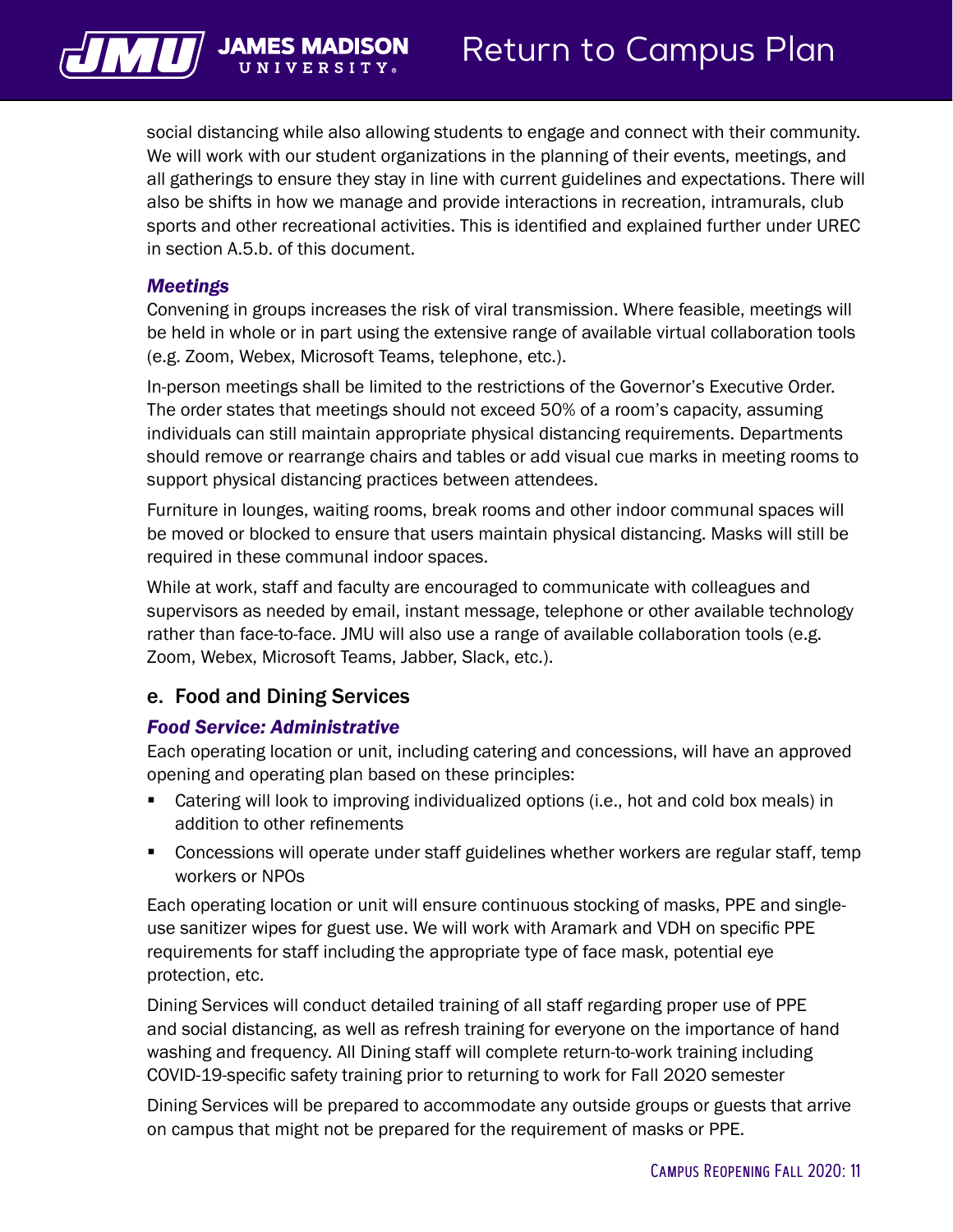social distancing while also allowing students to engage and connect with their community. We will work with our student organizations in the planning of their events, meetings, and all gatherings to ensure they stay in line with current guidelines and expectations. There will also be shifts in how we manage and provide interactions in recreation, intramurals, club sports and other recreational activities. This is identified and explained further under UREC in section A.5.b. of this document.

### *Meetings*

Convening in groups increases the risk of viral transmission. Where feasible, meetings will be held in whole or in part using the extensive range of available virtual collaboration tools (e.g. Zoom, Webex, Microsoft Teams, telephone, etc.).

In-person meetings shall be limited to the restrictions of the Governor's Executive Order. The order states that meetings should not exceed 50% of a room's capacity, assuming individuals can still maintain appropriate physical distancing requirements. Departments should remove or rearrange chairs and tables or add visual cue marks in meeting rooms to support physical distancing practices between attendees.

Furniture in lounges, waiting rooms, break rooms and other indoor communal spaces will be moved or blocked to ensure that users maintain physical distancing. Masks will still be required in these communal indoor spaces.

While at work, staff and faculty are encouraged to communicate with colleagues and supervisors as needed by email, instant message, telephone or other available technology rather than face-to-face. JMU will also use a range of available collaboration tools (e.g. Zoom, Webex, Microsoft Teams, Jabber, Slack, etc.).

## e. Food and Dining Services

### *Food Service: Administrative*

Each operating location or unit, including catering and concessions, will have an approved opening and operating plan based on these principles:

- Catering will look to improving individualized options (i.e., hot and cold box meals) in addition to other refinements
- Concessions will operate under staff guidelines whether workers are regular staff, temp workers or NPOs

Each operating location or unit will ensure continuous stocking of masks, PPE and single-use sanitizer wipes for guest use. We will work with Aramark and VDH on specific PPE requirements for staff including the appropriate type of face mask, potential eye protection, etc.

Dining Services will conduct detailed training of all staff regarding proper use of PPE and social distancing, as well as refresh training for everyone on the importance of hand washing and frequency. All Dining staff will complete return-to-work training including COVID-19-specific safety training prior to returning to work for Fall 2020 semester

Dining Services will be prepared to accommodate any outside groups or guests that arrive on campus that might not be prepared for the requirement of masks or PPE.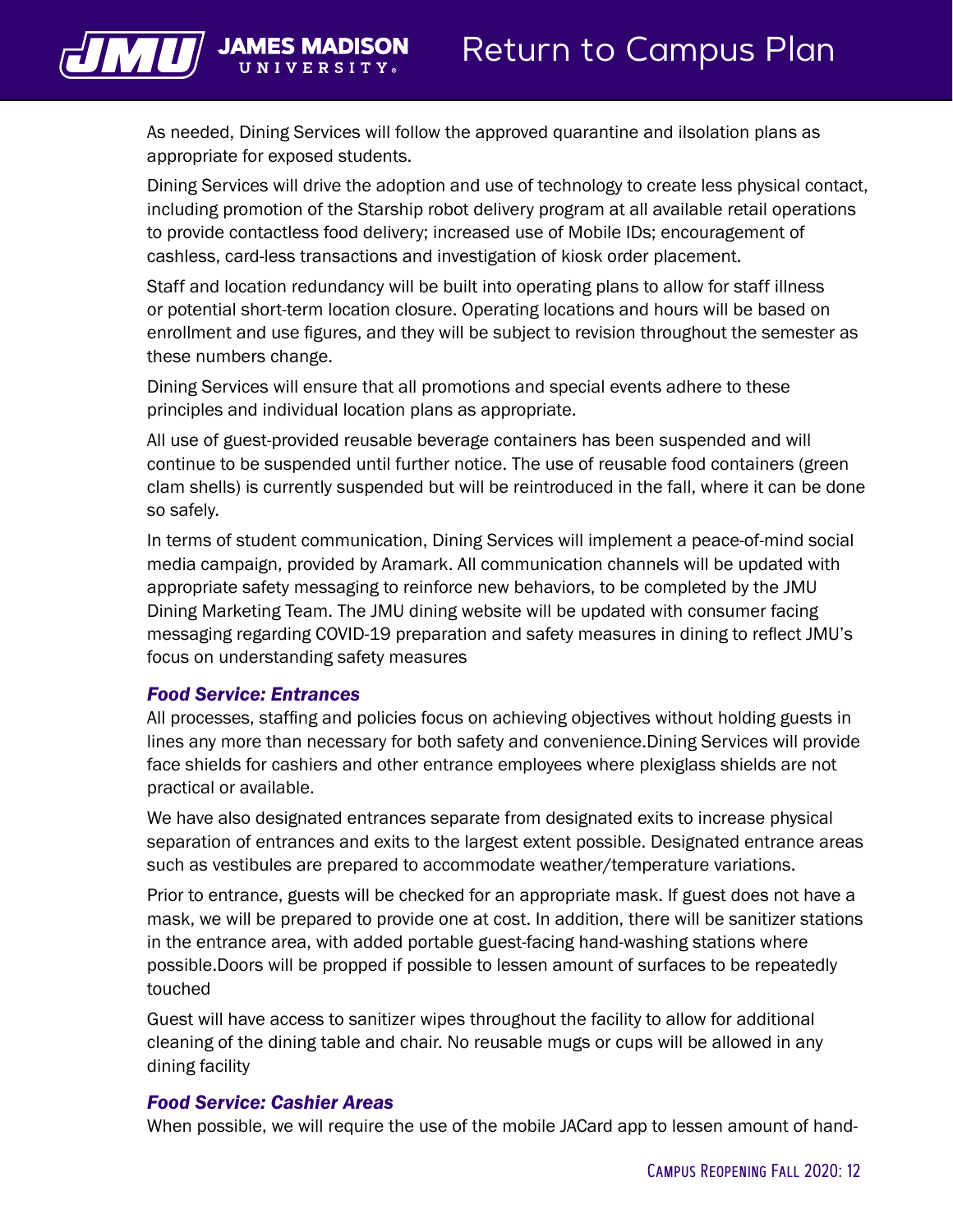As needed, Dining Services will follow the approved quarantine and iIsolation plans as appropriate for exposed students.

Dining Services will drive the adoption and use of technology to create less physical contact, including promotion of the Starship robot delivery program at all available retail operations to provide contactless food delivery; increased use of Mobile IDs; encouragement of cashless, card-less transactions and investigation of kiosk order placement.

Staff and location redundancy will be built into operating plans to allow for staff illness or potential short-term location closure. Operating locations and hours will be based on enrollment and use figures, and they will be subject to revision throughout the semester as these numbers change.

Dining Services will ensure that all promotions and special events adhere to these principles and individual location plans as appropriate.

All use of guest-provided reusable beverage containers has been suspended and will continue to be suspended until further notice. The use of reusable food containers (green clam shells) is currently suspended but will be reintroduced in the fall, where it can be done so safely.

In terms of student communication, Dining Services will implement a peace-of-mind social media campaign, provided by Aramark. All communication channels will be updated with appropriate safety messaging to reinforce new behaviors, to be completed by the JMU Dining Marketing Team. The JMU dining website will be updated with consumer facing messaging regarding COVID-19 preparation and safety measures in dining to reflect JMU's focus on understanding safety measures

### *Food Service: Entrances*

All processes, staffing and policies focus on achieving objectives without holding guests in lines any more than necessary for both safety and convenience.Dining Services will provide face shields for cashiers and other entrance employees where plexiglass shields are not practical or available.

We have also designated entrances separate from designated exits to increase physical separation of entrances and exits to the largest extent possible. Designated entrance areas such as vestibules are prepared to accommodate weather/temperature variations.

Prior to entrance, guests will be checked for an appropriate mask. If guest does not have a mask, we will be prepared to provide one at cost. In addition, there will be sanitizer stations in the entrance area, with added portable guest-facing hand-washing stations where possible.Doors will be propped if possible to lessen amount of surfaces to be repeatedly touched

Guest will have access to sanitizer wipes throughout the facility to allow for additional cleaning of the dining table and chair. No reusable mugs or cups will be allowed in any dining facility

### *Food Service: Cashier Areas*

When possible, we will require the use of the mobile JACard app to lessen amount of hand-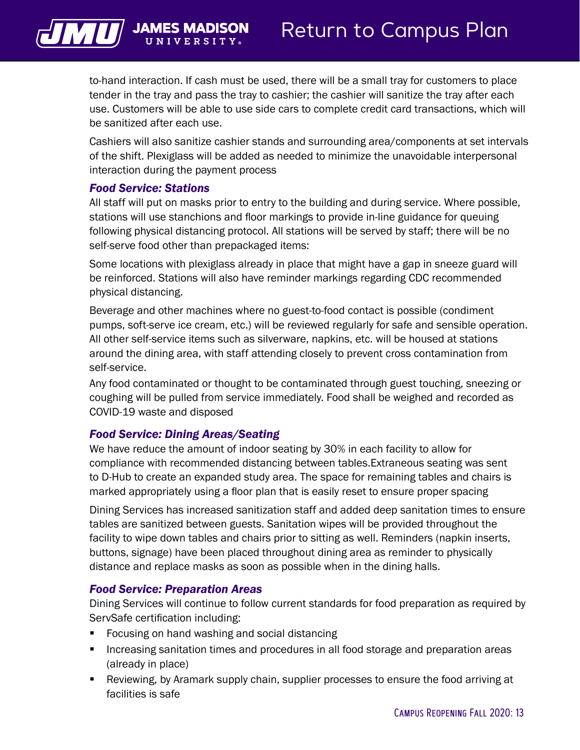to-hand interaction. If cash must be used, there will be a small tray for customers to place tender in the tray and pass the tray to cashier; the cashier will sanitize the tray after each use. Customers will be able to use side cars to complete credit card transactions, which will be sanitized after each use.

Cashiers will also sanitize cashier stands and surrounding area/components at set intervals of the shift. Plexiglass will be added as needed to minimize the unavoidable interpersonal interaction during the payment process

### *Food Service: Stations*

All staff will put on masks prior to entry to the building and during service. Where possible, stations will use stanchions and floor markings to provide in-line guidance for queuing following physical distancing protocol. All stations will be served by staff; there will be no self-serve food other than prepackaged items:

Some locations with plexiglass already in place that might have a gap in sneeze guard will be reinforced. Stations will also have reminder markings regarding CDC recommended physical distancing.

Beverage and other machines where no guest-to-food contact is possible (condiment pumps, soft-serve ice cream, etc.) will be reviewed regularly for safe and sensible operation. All other self-service items such as silverware, napkins, etc. will be housed at stations around the dining area, with staff attending closely to prevent cross contamination from self-service.

Any food contaminated or thought to be contaminated through guest touching, sneezing or coughing will be pulled from service immediately. Food shall be weighed and recorded as COVID-19 waste and disposed

### *Food Service: Dining Areas/Seating*

We have reduce the amount of indoor seating by 30% in each facility to allow for compliance with recommended distancing between tables.Extraneous seating was sent to D-Hub to create an expanded study area. The space for remaining tables and chairs is marked appropriately using a floor plan that is easily reset to ensure proper spacing

Dining Services has increased sanitization staff and added deep sanitation times to ensure tables are sanitized between guests. Sanitation wipes will be provided throughout the facility to wipe down tables and chairs prior to sitting as well. Reminders (napkin inserts, buttons, signage) have been placed throughout dining area as reminder to physically distance and replace masks as soon as possible when in the dining halls.

### *Food Service: Preparation Areas*

Dining Services will continue to follow current standards for food preparation as required by ServSafe certification including:

- Focusing on hand washing and social distancing
- Increasing sanitation times and procedures in all food storage and preparation areas (already in place)
- Reviewing, by Aramark supply chain, supplier processes to ensure the food arriving at facilities is safe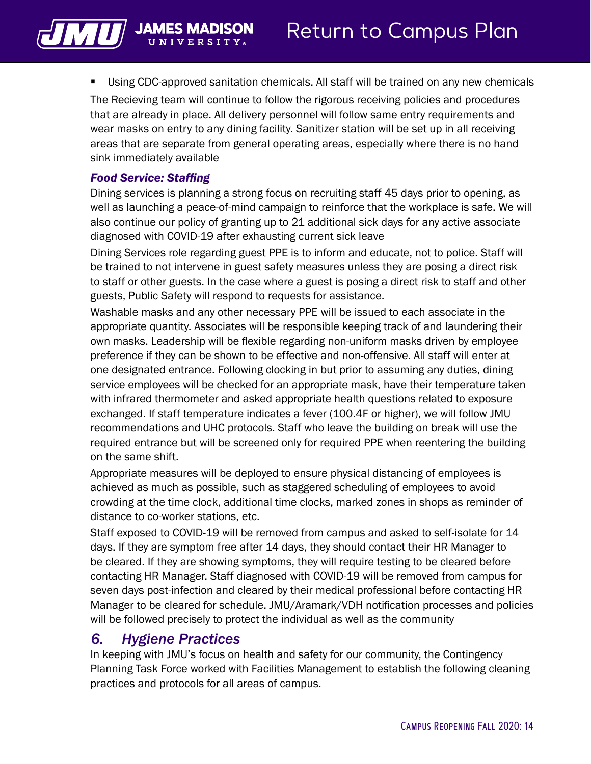- Using CDC-approved sanitation chemicals. All staff will be trained on any new chemicals

The Recieving team will continue to follow the rigorous receiving policies and procedures that are already in place. All delivery personnel will follow same entry requirements and wear masks on entry to any dining facility. Sanitizer station will be set up in all receiving areas that are separate from general operating areas, especially where there is no hand sink immediately available

### *Food Service: Staffing*

Dining services is planning a strong focus on recruiting staff 45 days prior to opening, as well as launching a peace-of-mind campaign to reinforce that the workplace is safe. We will also continue our policy of granting up to 21 additional sick days for any active associate diagnosed with COVID-19 after exhausting current sick leave

Dining Services role regarding guest PPE is to inform and educate, not to police. Staff will be trained to not intervene in guest safety measures unless they are posing a direct risk to staff or other guests. In the case where a guest is posing a direct risk to staff and other guests, Public Safety will respond to requests for assistance.

Washable masks and any other necessary PPE will be issued to each associate in the appropriate quantity. Associates will be responsible keeping track of and laundering their own masks. Leadership will be flexible regarding non-uniform masks driven by employee preference if they can be shown to be effective and non-offensive. All staff will enter at one designated entrance. Following clocking in but prior to assuming any duties, dining service employees will be checked for an appropriate mask, have their temperature taken with infrared thermometer and asked appropriate health questions related to exposure exchanged. If staff temperature indicates a fever (100.4F or higher), we will follow JMU recommendations and UHC protocols. Staff who leave the building on break will use the required entrance but will be screened only for required PPE when reentering the building on the same shift.

Appropriate measures will be deployed to ensure physical distancing of employees is achieved as much as possible, such as staggered scheduling of employees to avoid crowding at the time clock, additional time clocks, marked zones in shops as reminder of distance to co-worker stations, etc.

Staff exposed to COVID-19 will be removed from campus and asked to self-isolate for 14 days. If they are symptom free after 14 days, they should contact their HR Manager to be cleared. If they are showing symptoms, they will require testing to be cleared before contacting HR Manager. Staff diagnosed with COVID-19 will be removed from campus for seven days post-infection and cleared by their medical professional before contacting HR Manager to be cleared for schedule. JMU/Aramark/VDH notification processes and policies will be followed precisely to protect the individual as well as the community

## *6. Hygiene Practices*

In keeping with JMU's focus on health and safety for our community, the Contingency Planning Task Force worked with Facilities Management to establish the following cleaning practices and protocols for all areas of campus.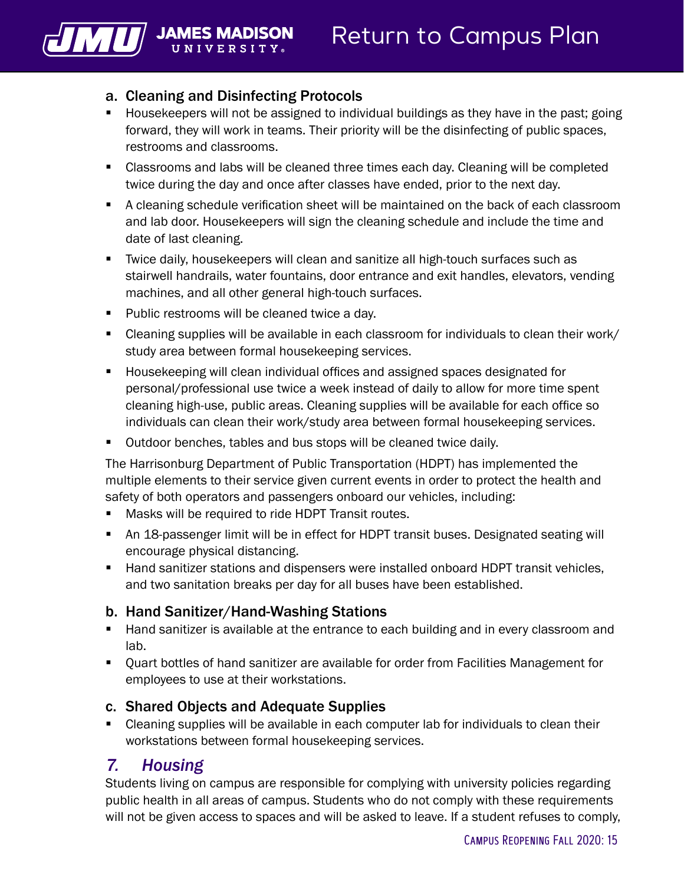### a. Cleaning and Disinfecting Protocols

- Housekeepers will not be assigned to individual buildings as they have in the past; going forward, they will work in teams. Their priority will be the disinfecting of public spaces, restrooms and classrooms.
- Classrooms and labs will be cleaned three times each day. Cleaning will be completed twice during the day and once after classes have ended, prior to the next day.
- A cleaning schedule verification sheet will be maintained on the back of each classroom and lab door. Housekeepers will sign the cleaning schedule and include the time and date of last cleaning.
- Twice daily, housekeepers will clean and sanitize all high-touch surfaces such as stairwell handrails, water fountains, door entrance and exit handles, elevators, vending machines, and all other general high-touch surfaces.
- Public restrooms will be cleaned twice a day.
- Cleaning supplies will be available in each classroom for individuals to clean their work/study area between formal housekeeping services.
- Housekeeping will clean individual offices and assigned spaces designated for personal/professional use twice a week instead of daily to allow for more time spent cleaning high-use, public areas. Cleaning supplies will be available for each office so individuals can clean their work/study area between formal housekeeping services.
- Outdoor benches, tables and bus stops will be cleaned twice daily.

The Harrisonburg Department of Public Transportation (HDPT) has implemented the multiple elements to their service given current events in order to protect the health and safety of both operators and passengers onboard our vehicles, including:

- Masks will be required to ride HDPT Transit routes.
- An 18-passenger limit will be in effect for HDPT transit buses. Designated seating will encourage physical distancing.
- Hand sanitizer stations and dispensers were installed onboard HDPT transit vehicles, and two sanitation breaks per day for all buses have been established.

### b. Hand Sanitizer/Hand-Washing Stations

- Hand sanitizer is available at the entrance to each building and in every classroom and lab.
- Quart bottles of hand sanitizer are available for order from Facilities Management for employees to use at their workstations.

### c. Shared Objects and Adequate Supplies

- Cleaning supplies will be available in each computer lab for individuals to clean their workstations between formal housekeeping services.

## *7. Housing*

Students living on campus are responsible for complying with university policies regarding public health in all areas of campus. Students who do not comply with these requirements will not be given access to spaces and will be asked to leave. If a student refuses to comply,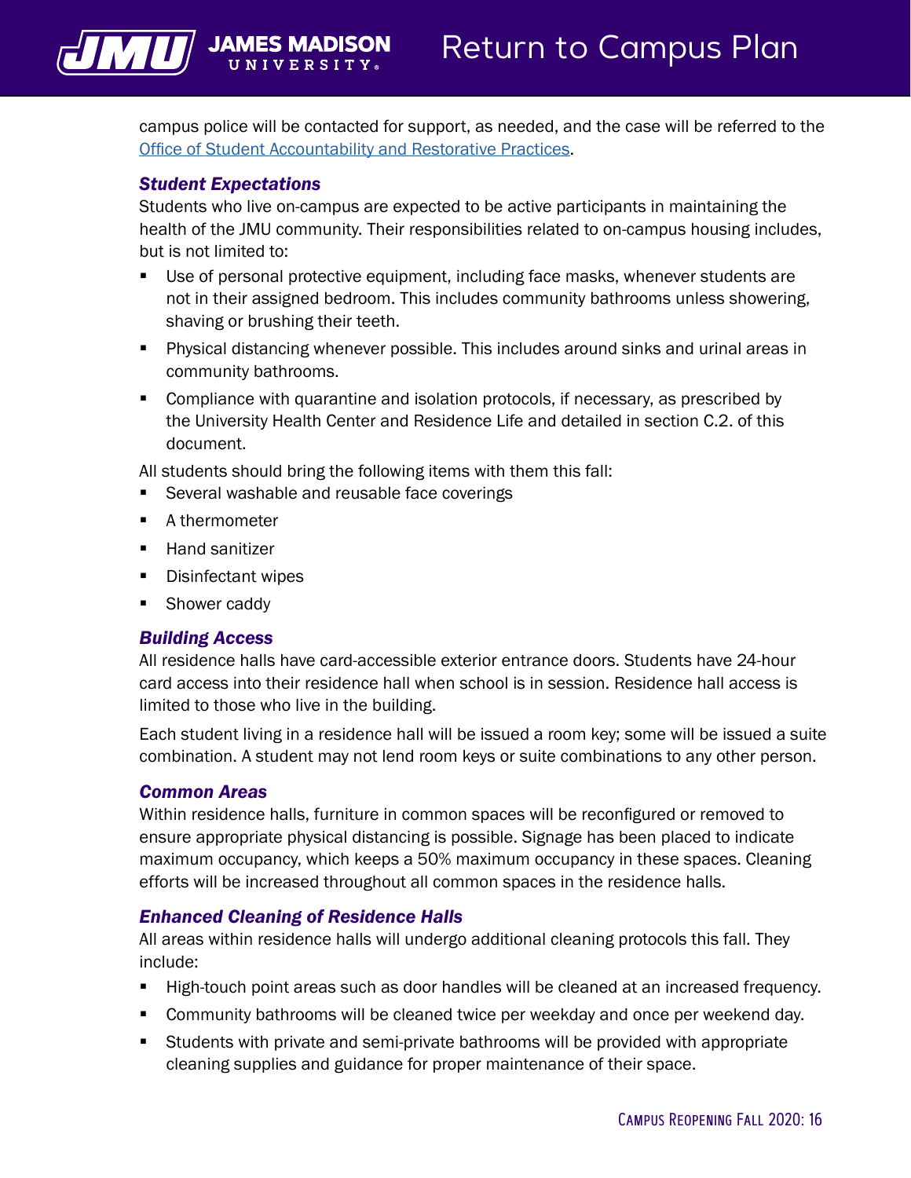campus police will be contacted for support, as needed, and the case will be referred to the [Office of Student Accountability and Restorative Practices](#).

### *Student Expectations*

Students who live on-campus are expected to be active participants in maintaining the health of the JMU community. Their responsibilities related to on-campus housing includes, but is not limited to:

- Use of personal protective equipment, including face masks, whenever students are not in their assigned bedroom. This includes community bathrooms unless showering, shaving or brushing their teeth.
- Physical distancing whenever possible. This includes around sinks and urinal areas in community bathrooms.
- Compliance with quarantine and isolation protocols, if necessary, as prescribed by the University Health Center and Residence Life and detailed in section C.2. of this document.

All students should bring the following items with them this fall:

- Several washable and reusable face coverings
- A thermometer
- Hand sanitizer
- Disinfectant wipes
- Shower caddy

### *Building Access*

All residence halls have card-accessible exterior entrance doors. Students have 24-hour card access into their residence hall when school is in session. Residence hall access is limited to those who live in the building.

Each student living in a residence hall will be issued a room key; some will be issued a suite combination. A student may not lend room keys or suite combinations to any other person.

### *Common Areas*

Within residence halls, furniture in common spaces will be reconfigured or removed to ensure appropriate physical distancing is possible. Signage has been placed to indicate maximum occupancy, which keeps a 50% maximum occupancy in these spaces. Cleaning efforts will be increased throughout all common spaces in the residence halls.

### *Enhanced Cleaning of Residence Halls*

All areas within residence halls will undergo additional cleaning protocols this fall. They include:

- High-touch point areas such as door handles will be cleaned at an increased frequency.
- Community bathrooms will be cleaned twice per weekday and once per weekend day.
- Students with private and semi-private bathrooms will be provided with appropriate cleaning supplies and guidance for proper maintenance of their space.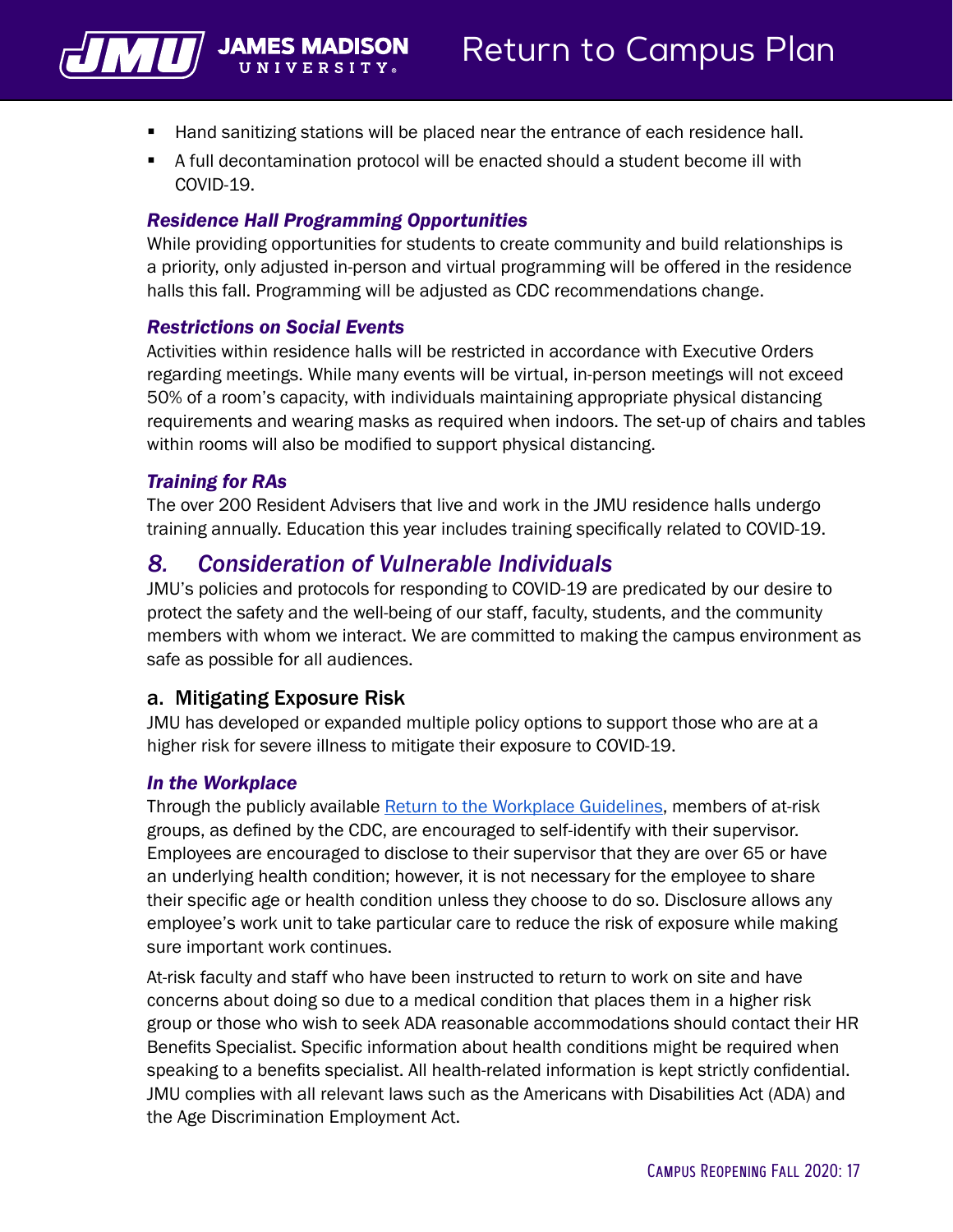- Hand sanitizing stations will be placed near the entrance of each residence hall.
- A full decontamination protocol will be enacted should a student become ill with COVID-19.

#### *Residence Hall Programming Opportunities*

While providing opportunities for students to create community and build relationships is a priority, only adjusted in-person and virtual programming will be offered in the residence halls this fall. Programming will be adjusted as CDC recommendations change.

#### *Restrictions on Social Events*

Activities within residence halls will be restricted in accordance with Executive Orders regarding meetings. While many events will be virtual, in-person meetings will not exceed 50% of a room's capacity, with individuals maintaining appropriate physical distancing requirements and wearing masks as required when indoors. The set-up of chairs and tables within rooms will also be modified to support physical distancing.

#### *Training for RAs*

The over 200 Resident Advisers that live and work in the JMU residence halls undergo training annually. Education this year includes training specifically related to COVID-19.

## *8. Consideration of Vulnerable Individuals*

JMU's policies and protocols for responding to COVID-19 are predicated by our desire to protect the safety and the well-being of our staff, faculty, students, and the community members with whom we interact. We are committed to making the campus environment as safe as possible for all audiences.

### a. Mitigating Exposure Risk

JMU has developed or expanded multiple policy options to support those who are at a higher risk for severe illness to mitigate their exposure to COVID-19.

#### *In the Workplace*

Through the publicly available Return to the Workplace Guidelines, members of at-risk groups, as defined by the CDC, are encouraged to self-identify with their supervisor. Employees are encouraged to disclose to their supervisor that they are over 65 or have an underlying health condition; however, it is not necessary for the employee to share their specific age or health condition unless they choose to do so. Disclosure allows any employee's work unit to take particular care to reduce the risk of exposure while making sure important work continues.

At-risk faculty and staff who have been instructed to return to work on site and have concerns about doing so due to a medical condition that places them in a higher risk group or those who wish to seek ADA reasonable accommodations should contact their HR Benefits Specialist. Specific information about health conditions might be required when speaking to a benefits specialist. All health-related information is kept strictly confidential. JMU complies with all relevant laws such as the Americans with Disabilities Act (ADA) and the Age Discrimination Employment Act.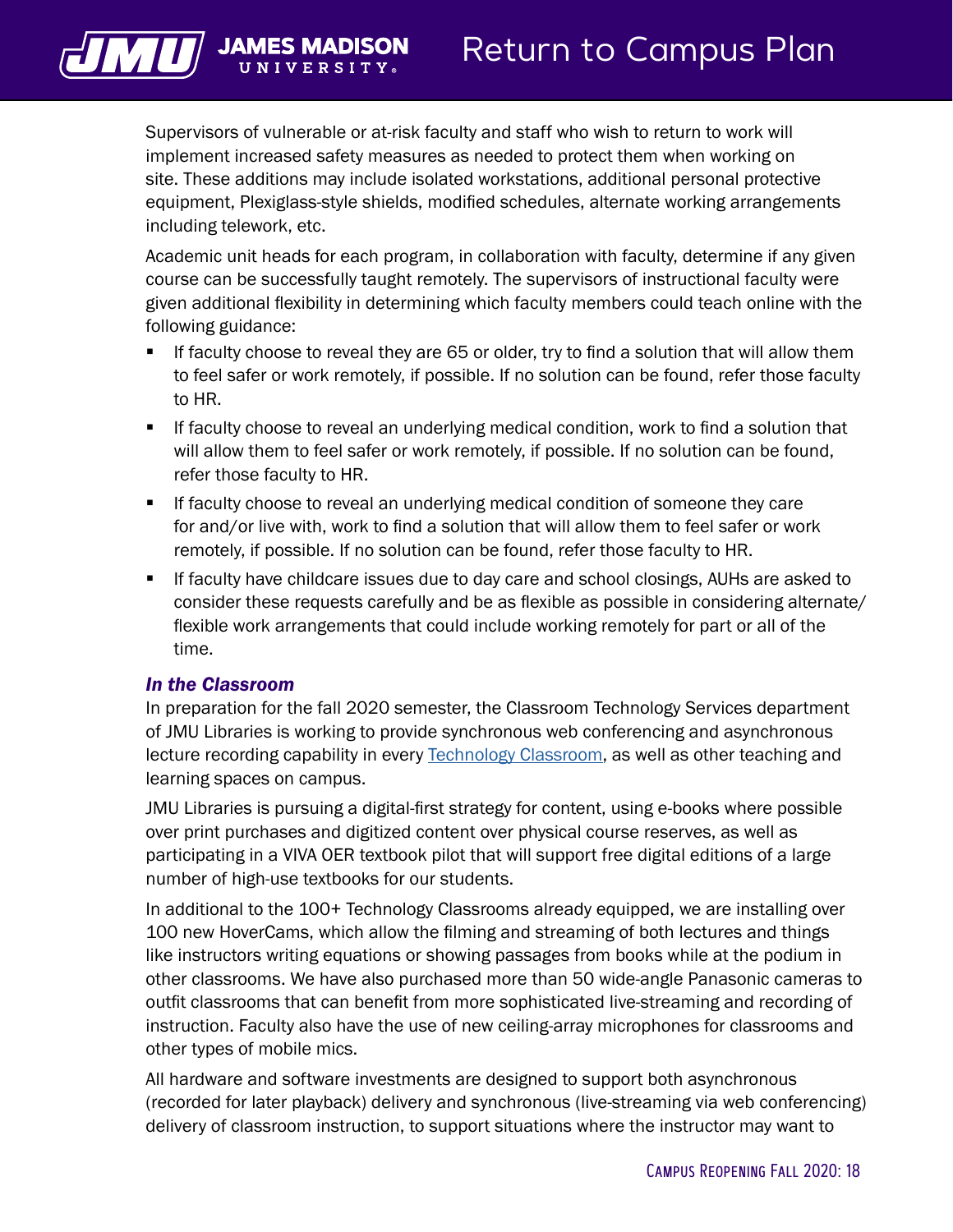Supervisors of vulnerable or at-risk faculty and staff who wish to return to work will implement increased safety measures as needed to protect them when working on site. These additions may include isolated workstations, additional personal protective equipment, Plexiglass-style shields, modified schedules, alternate working arrangements including telework, etc.

Academic unit heads for each program, in collaboration with faculty, determine if any given course can be successfully taught remotely. The supervisors of instructional faculty were given additional flexibility in determining which faculty members could teach online with the following guidance:

- If faculty choose to reveal they are 65 or older, try to find a solution that will allow them to feel safer or work remotely, if possible. If no solution can be found, refer those faculty to HR.
- If faculty choose to reveal an underlying medical condition, work to find a solution that will allow them to feel safer or work remotely, if possible. If no solution can be found, refer those faculty to HR.
- If faculty choose to reveal an underlying medical condition of someone they care for and/or live with, work to find a solution that will allow them to feel safer or work remotely, if possible. If no solution can be found, refer those faculty to HR.
- If faculty have childcare issues due to day care and school closings, AUHs are asked to consider these requests carefully and be as flexible as possible in considering alternate/flexible work arrangements that could include working remotely for part or all of the time.

### *In the Classroom*

In preparation for the fall 2020 semester, the Classroom Technology Services department of JMU Libraries is working to provide synchronous web conferencing and asynchronous lecture recording capability in every Technology Classroom, as well as other teaching and learning spaces on campus.

JMU Libraries is pursuing a digital-first strategy for content, using e-books where possible over print purchases and digitized content over physical course reserves, as well as participating in a VIVA OER textbook pilot that will support free digital editions of a large number of high-use textbooks for our students.

In additional to the 100+ Technology Classrooms already equipped, we are installing over 100 new HoverCams, which allow the filming and streaming of both lectures and things like instructors writing equations or showing passages from books while at the podium in other classrooms. We have also purchased more than 50 wide-angle Panasonic cameras to outfit classrooms that can benefit from more sophisticated live-streaming and recording of instruction. Faculty also have the use of new ceiling-array microphones for classrooms and other types of mobile mics.

All hardware and software investments are designed to support both asynchronous (recorded for later playback) delivery and synchronous (live-streaming via web conferencing) delivery of classroom instruction, to support situations where the instructor may want to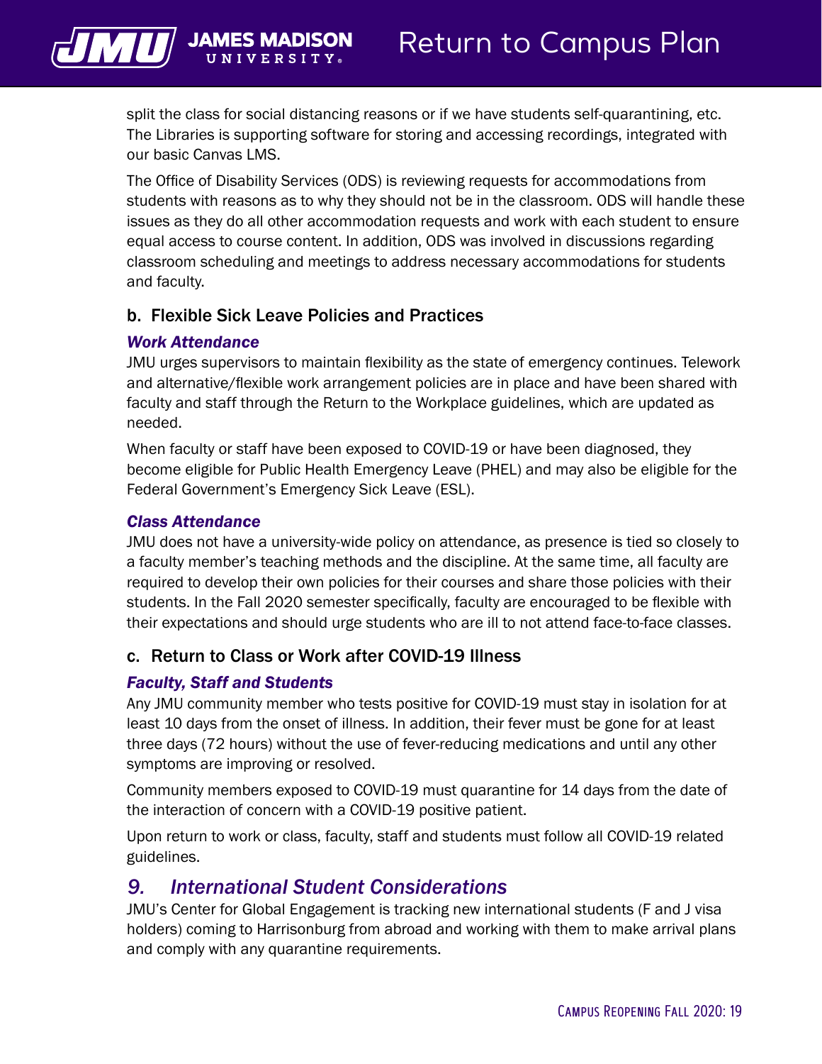split the class for social distancing reasons or if we have students self-quarantining, etc. The Libraries is supporting software for storing and accessing recordings, integrated with our basic Canvas LMS.

The Office of Disability Services (ODS) is reviewing requests for accommodations from students with reasons as to why they should not be in the classroom. ODS will handle these issues as they do all other accommodation requests and work with each student to ensure equal access to course content. In addition, ODS was involved in discussions regarding classroom scheduling and meetings to address necessary accommodations for students and faculty.

### b. Flexible Sick Leave Policies and Practices

#### *Work Attendance*

JMU urges supervisors to maintain flexibility as the state of emergency continues. Telework and alternative/flexible work arrangement policies are in place and have been shared with faculty and staff through the Return to the Workplace guidelines, which are updated as needed.

When faculty or staff have been exposed to COVID-19 or have been diagnosed, they become eligible for Public Health Emergency Leave (PHEL) and may also be eligible for the Federal Government's Emergency Sick Leave (ESL).

#### *Class Attendance*

JMU does not have a university-wide policy on attendance, as presence is tied so closely to a faculty member's teaching methods and the discipline. At the same time, all faculty are required to develop their own policies for their courses and share those policies with their students. In the Fall 2020 semester specifically, faculty are encouraged to be flexible with their expectations and should urge students who are ill to not attend face-to-face classes.

### c. Return to Class or Work after COVID-19 Illness

#### *Faculty, Staff and Students*

Any JMU community member who tests positive for COVID-19 must stay in isolation for at least 10 days from the onset of illness. In addition, their fever must be gone for at least three days (72 hours) without the use of fever-reducing medications and until any other symptoms are improving or resolved.

Community members exposed to COVID-19 must quarantine for 14 days from the date of the interaction of concern with a COVID-19 positive patient.

Upon return to work or class, faculty, staff and students must follow all COVID-19 related guidelines.

## *9. International Student Considerations*

JMU's Center for Global Engagement is tracking new international students (F and J visa holders) coming to Harrisonburg from abroad and working with them to make arrival plans and comply with any quarantine requirements.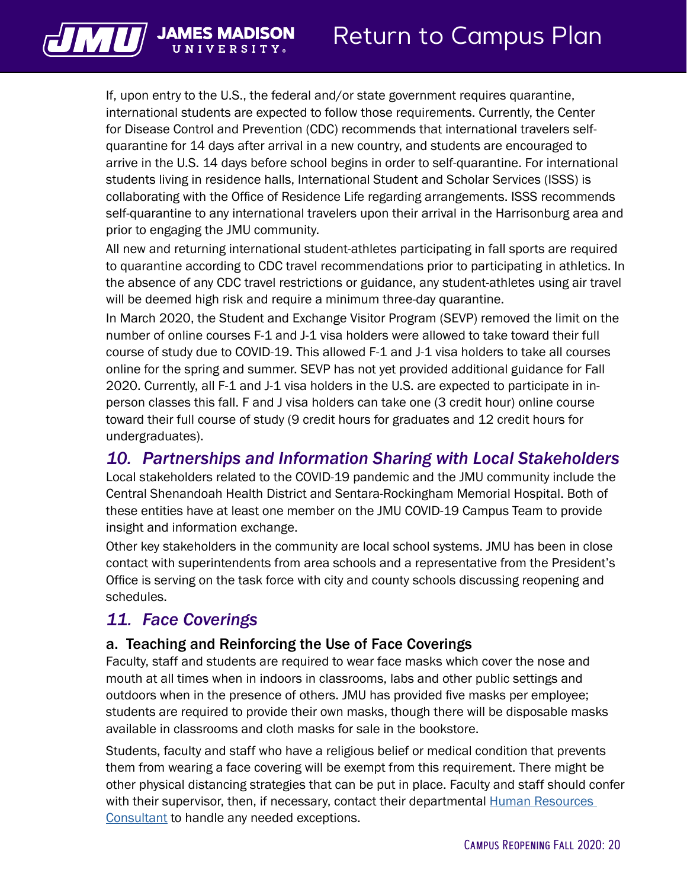If, upon entry to the U.S., the federal and/or state government requires quarantine, international students are expected to follow those requirements. Currently, the Center for Disease Control and Prevention (CDC) recommends that international travelers self-quarantine for 14 days after arrival in a new country, and students are encouraged to arrive in the U.S. 14 days before school begins in order to self-quarantine. For international students living in residence halls, International Student and Scholar Services (ISSS) is collaborating with the Office of Residence Life regarding arrangements. ISSS recommends self-quarantine to any international travelers upon their arrival in the Harrisonburg area and prior to engaging the JMU community.

All new and returning international student-athletes participating in fall sports are required to quarantine according to CDC travel recommendations prior to participating in athletics. In the absence of any CDC travel restrictions or guidance, any student-athletes using air travel will be deemed high risk and require a minimum three-day quarantine.

In March 2020, the Student and Exchange Visitor Program (SEVP) removed the limit on the number of online courses F-1 and J-1 visa holders were allowed to take toward their full course of study due to COVID-19. This allowed F-1 and J-1 visa holders to take all courses online for the spring and summer. SEVP has not yet provided additional guidance for Fall 2020. Currently, all F-1 and J-1 visa holders in the U.S. are expected to participate in in-person classes this fall. F and J visa holders can take one (3 credit hour) online course toward their full course of study (9 credit hours for graduates and 12 credit hours for undergraduates).

## *10. Partnerships and Information Sharing with Local Stakeholders*

Local stakeholders related to the COVID-19 pandemic and the JMU community include the Central Shenandoah Health District and Sentara-Rockingham Memorial Hospital. Both of these entities have at least one member on the JMU COVID-19 Campus Team to provide insight and information exchange.

Other key stakeholders in the community are local school systems. JMU has been in close contact with superintendents from area schools and a representative from the President's Office is serving on the task force with city and county schools discussing reopening and schedules.

## *11. Face Coverings*

### a. Teaching and Reinforcing the Use of Face Coverings

Faculty, staff and students are required to wear face masks which cover the nose and mouth at all times when in indoors in classrooms, labs and other public settings and outdoors when in the presence of others. JMU has provided five masks per employee; students are required to provide their own masks, though there will be disposable masks available in classrooms and cloth masks for sale in the bookstore.

Students, faculty and staff who have a religious belief or medical condition that prevents them from wearing a face covering will be exempt from this requirement. There might be other physical distancing strategies that can be put in place. Faculty and staff should confer with their supervisor, then, if necessary, contact their departmental Human Resources Consultant to handle any needed exceptions.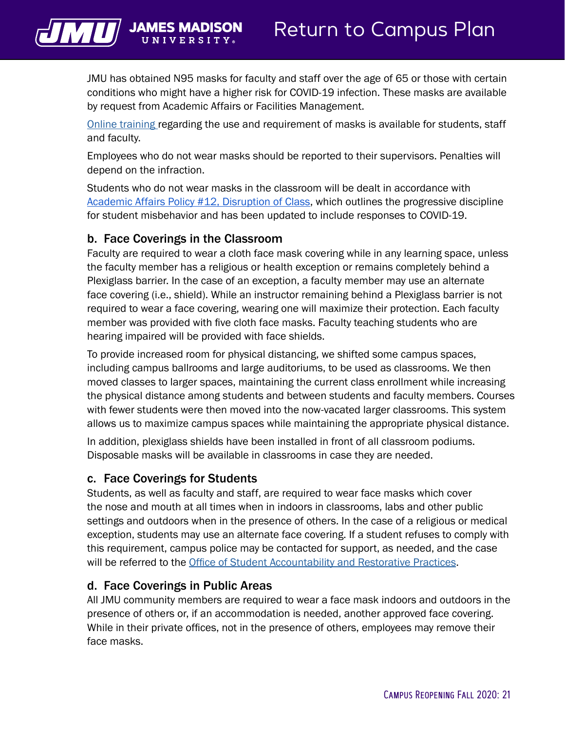JMU has obtained N95 masks for faculty and staff over the age of 65 or those with certain conditions who might have a higher risk for COVID-19 infection. These masks are available by request from Academic Affairs or Facilities Management.

[Online training](#) regarding the use and requirement of masks is available for students, staff and faculty.

Employees who do not wear masks should be reported to their supervisors. Penalties will depend on the infraction.

Students who do not wear masks in the classroom will be dealt in accordance with [Academic Affairs Policy #12, Disruption of Class](#), which outlines the progressive discipline for student misbehavior and has been updated to include responses to COVID-19.

### b. Face Coverings in the Classroom

Faculty are required to wear a cloth face mask covering while in any learning space, unless the faculty member has a religious or health exception or remains completely behind a Plexiglass barrier. In the case of an exception, a faculty member may use an alternate face covering (i.e., shield). While an instructor remaining behind a Plexiglass barrier is not required to wear a face covering, wearing one will maximize their protection. Each faculty member was provided with five cloth face masks. Faculty teaching students who are hearing impaired will be provided with face shields.

To provide increased room for physical distancing, we shifted some campus spaces, including campus ballrooms and large auditoriums, to be used as classrooms. We then moved classes to larger spaces, maintaining the current class enrollment while increasing the physical distance among students and between students and faculty members. Courses with fewer students were then moved into the now-vacated larger classrooms. This system allows us to maximize campus spaces while maintaining the appropriate physical distance.

In addition, plexiglass shields have been installed in front of all classroom podiums. Disposable masks will be available in classrooms in case they are needed.

### c. Face Coverings for Students

Students, as well as faculty and staff, are required to wear face masks which cover the nose and mouth at all times when in indoors in classrooms, labs and other public settings and outdoors when in the presence of others. In the case of a religious or medical exception, students may use an alternate face covering. If a student refuses to comply with this requirement, campus police may be contacted for support, as needed, and the case will be referred to the [Office of Student Accountability and Restorative Practices](#).

### d. Face Coverings in Public Areas

All JMU community members are required to wear a face mask indoors and outdoors in the presence of others or, if an accommodation is needed, another approved face covering. While in their private offices, not in the presence of others, employees may remove their face masks.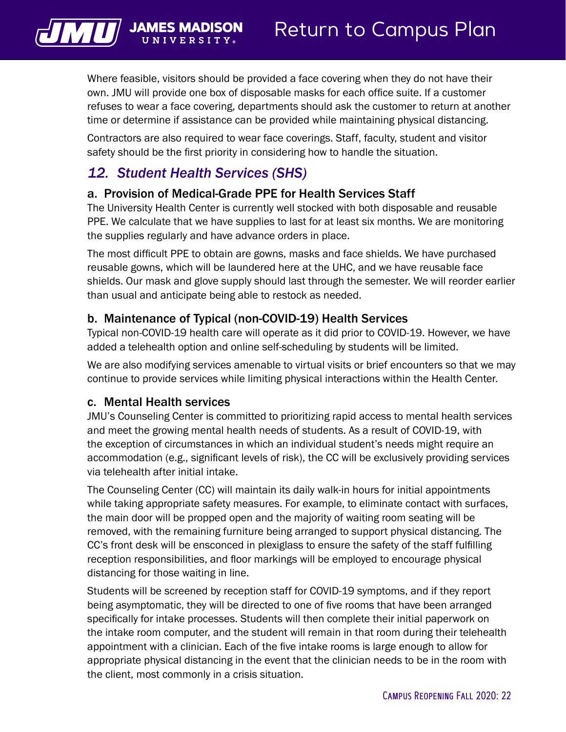Where feasible, visitors should be provided a face covering when they do not have their own. JMU will provide one box of disposable masks for each office suite. If a customer refuses to wear a face covering, departments should ask the customer to return at another time or determine if assistance can be provided while maintaining physical distancing.

Contractors are also required to wear face coverings. Staff, faculty, student and visitor safety should be the first priority in considering how to handle the situation.

## *12. Student Health Services (SHS)*

### a. Provision of Medical-Grade PPE for Health Services Staff

The University Health Center is currently well stocked with both disposable and reusable PPE. We calculate that we have supplies to last for at least six months. We are monitoring the supplies regularly and have advance orders in place.

The most difficult PPE to obtain are gowns, masks and face shields. We have purchased reusable gowns, which will be laundered here at the UHC, and we have reusable face shields. Our mask and glove supply should last through the semester. We will reorder earlier than usual and anticipate being able to restock as needed.

### b. Maintenance of Typical (non-COVID-19) Health Services

Typical non-COVID-19 health care will operate as it did prior to COVID-19. However, we have added a telehealth option and online self-scheduling by students will be limited.

We are also modifying services amenable to virtual visits or brief encounters so that we may continue to provide services while limiting physical interactions within the Health Center.

### c. Mental Health services

JMU's Counseling Center is committed to prioritizing rapid access to mental health services and meet the growing mental health needs of students. As a result of COVID-19, with the exception of circumstances in which an individual student's needs might require an accommodation (e.g., significant levels of risk), the CC will be exclusively providing services via telehealth after initial intake.

The Counseling Center (CC) will maintain its daily walk-in hours for initial appointments while taking appropriate safety measures. For example, to eliminate contact with surfaces, the main door will be propped open and the majority of waiting room seating will be removed, with the remaining furniture being arranged to support physical distancing. The CC's front desk will be ensconced in plexiglass to ensure the safety of the staff fulfilling reception responsibilities, and floor markings will be employed to encourage physical distancing for those waiting in line.

Students will be screened by reception staff for COVID-19 symptoms, and if they report being asymptomatic, they will be directed to one of five rooms that have been arranged specifically for intake processes. Students will then complete their initial paperwork on the intake room computer, and the student will remain in that room during their telehealth appointment with a clinician. Each of the five intake rooms is large enough to allow for appropriate physical distancing in the event that the clinician needs to be in the room with the client, most commonly in a crisis situation.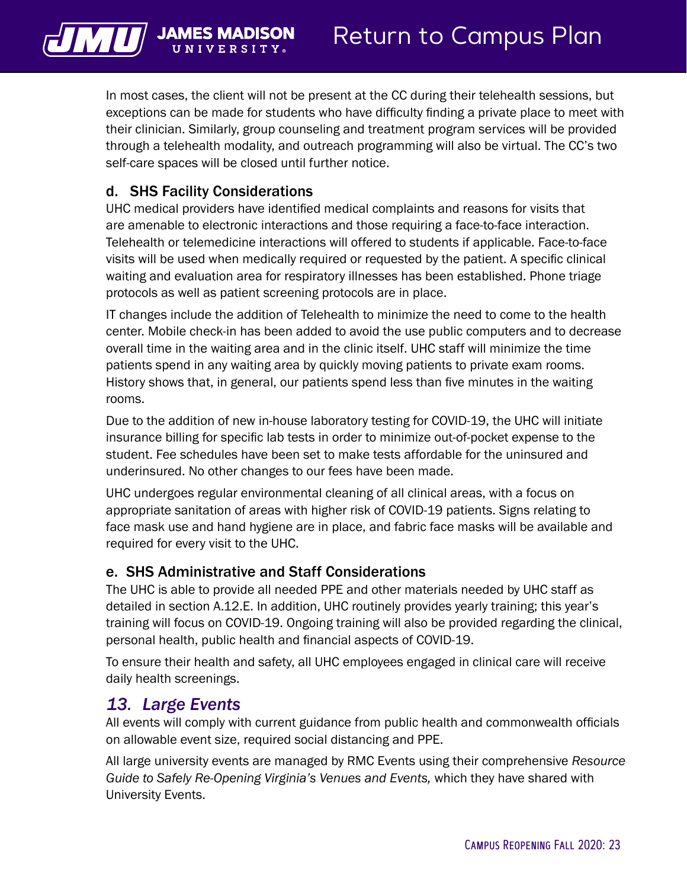In most cases, the client will not be present at the CC during their telehealth sessions, but exceptions can be made for students who have difficulty finding a private place to meet with their clinician. Similarly, group counseling and treatment program services will be provided through a telehealth modality, and outreach programming will also be virtual. The CC's two self-care spaces will be closed until further notice.

### d. SHS Facility Considerations

UHC medical providers have identified medical complaints and reasons for visits that are amenable to electronic interactions and those requiring a face-to-face interaction. Telehealth or telemedicine interactions will offered to students if applicable. Face-to-face visits will be used when medically required or requested by the patient. A specific clinical waiting and evaluation area for respiratory illnesses has been established. Phone triage protocols as well as patient screening protocols are in place.

IT changes include the addition of Telehealth to minimize the need to come to the health center. Mobile check-in has been added to avoid the use public computers and to decrease overall time in the waiting area and in the clinic itself. UHC staff will minimize the time patients spend in any waiting area by quickly moving patients to private exam rooms. History shows that, in general, our patients spend less than five minutes in the waiting rooms.

Due to the addition of new in-house laboratory testing for COVID-19, the UHC will initiate insurance billing for specific lab tests in order to minimize out-of-pocket expense to the student. Fee schedules have been set to make tests affordable for the uninsured and underinsured. No other changes to our fees have been made.

UHC undergoes regular environmental cleaning of all clinical areas, with a focus on appropriate sanitation of areas with higher risk of COVID-19 patients. Signs relating to face mask use and hand hygiene are in place, and fabric face masks will be available and required for every visit to the UHC.

### e. SHS Administrative and Staff Considerations

The UHC is able to provide all needed PPE and other materials needed by UHC staff as detailed in section A.12.E. In addition, UHC routinely provides yearly training; this year's training will focus on COVID-19. Ongoing training will also be provided regarding the clinical, personal health, public health and financial aspects of COVID-19.

To ensure their health and safety, all UHC employees engaged in clinical care will receive daily health screenings.

## *13. Large Events*

All events will comply with current guidance from public health and commonwealth officials on allowable event size, required social distancing and PPE.

All large university events are managed by RMC Events using their comprehensive *Resource Guide to Safely Re-Opening Virginia's Venues and Events,* which they have shared with University Events.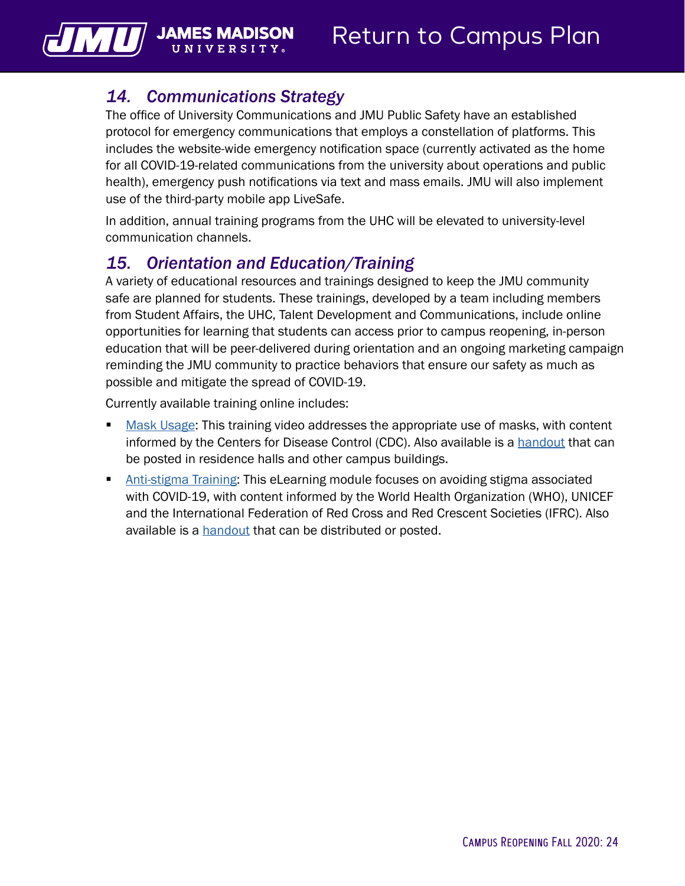## *14. Communications Strategy*

The office of University Communications and JMU Public Safety have an established protocol for emergency communications that employs a constellation of platforms. This includes the website-wide emergency notification space (currently activated as the home for all COVID-19-related communications from the university about operations and public health), emergency push notifications via text and mass emails. JMU will also implement use of the third-party mobile app LiveSafe.

In addition, annual training programs from the UHC will be elevated to university-level communication channels.

## *15. Orientation and Education/Training*

A variety of educational resources and trainings designed to keep the JMU community safe are planned for students. These trainings, developed by a team including members from Student Affairs, the UHC, Talent Development and Communications, include online opportunities for learning that students can access prior to campus reopening, in-person education that will be peer-delivered during orientation and an ongoing marketing campaign reminding the JMU community to practice behaviors that ensure our safety as much as possible and mitigate the spread of COVID-19.

Currently available training online includes:

- Mask Usage: This training video addresses the appropriate use of masks, with content informed by the Centers for Disease Control (CDC). Also available is a handout that can be posted in residence halls and other campus buildings.
- Anti-stigma Training: This eLearning module focuses on avoiding stigma associated with COVID-19, with content informed by the World Health Organization (WHO), UNICEF and the International Federation of Red Cross and Red Crescent Societies (IFRC). Also available is a handout that can be distributed or posted.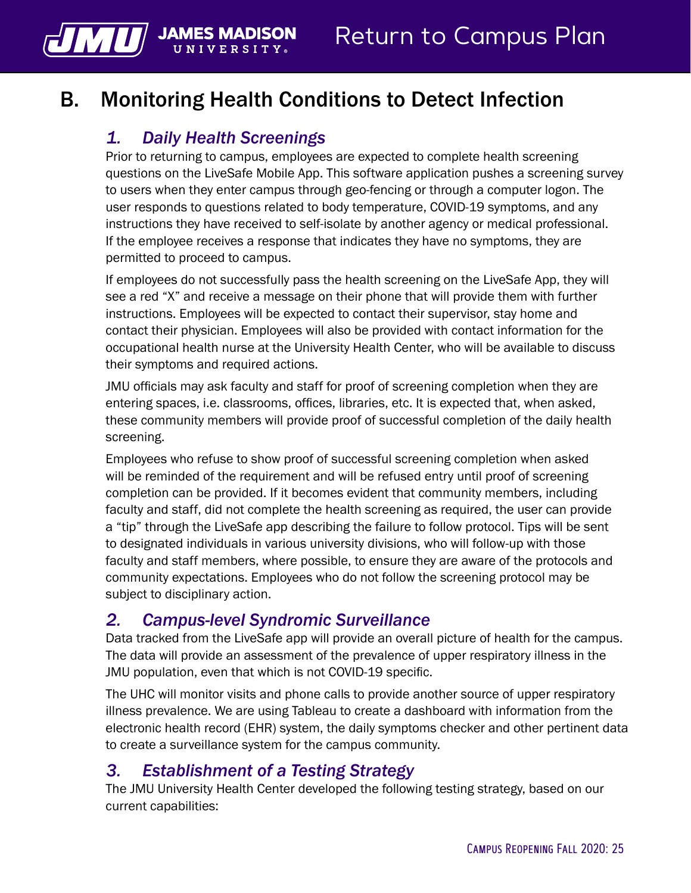# B. Monitoring Health Conditions to Detect Infection

## *1. Daily Health Screenings*

Prior to returning to campus, employees are expected to complete health screening questions on the LiveSafe Mobile App. This software application pushes a screening survey to users when they enter campus through geo-fencing or through a computer logon. The user responds to questions related to body temperature, COVID-19 symptoms, and any instructions they have received to self-isolate by another agency or medical professional. If the employee receives a response that indicates they have no symptoms, they are permitted to proceed to campus.

If employees do not successfully pass the health screening on the LiveSafe App, they will see a red "X" and receive a message on their phone that will provide them with further instructions. Employees will be expected to contact their supervisor, stay home and contact their physician. Employees will also be provided with contact information for the occupational health nurse at the University Health Center, who will be available to discuss their symptoms and required actions.

JMU officials may ask faculty and staff for proof of screening completion when they are entering spaces, i.e. classrooms, offices, libraries, etc. It is expected that, when asked, these community members will provide proof of successful completion of the daily health screening.

Employees who refuse to show proof of successful screening completion when asked will be reminded of the requirement and will be refused entry until proof of screening completion can be provided. If it becomes evident that community members, including faculty and staff, did not complete the health screening as required, the user can provide a "tip" through the LiveSafe app describing the failure to follow protocol. Tips will be sent to designated individuals in various university divisions, who will follow-up with those faculty and staff members, where possible, to ensure they are aware of the protocols and community expectations. Employees who do not follow the screening protocol may be subject to disciplinary action.

## *2. Campus-level Syndromic Surveillance*

Data tracked from the LiveSafe app will provide an overall picture of health for the campus. The data will provide an assessment of the prevalence of upper respiratory illness in the JMU population, even that which is not COVID-19 specific.

The UHC will monitor visits and phone calls to provide another source of upper respiratory illness prevalence. We are using Tableau to create a dashboard with information from the electronic health record (EHR) system, the daily symptoms checker and other pertinent data to create a surveillance system for the campus community.

## *3. Establishment of a Testing Strategy*

The JMU University Health Center developed the following testing strategy, based on our current capabilities: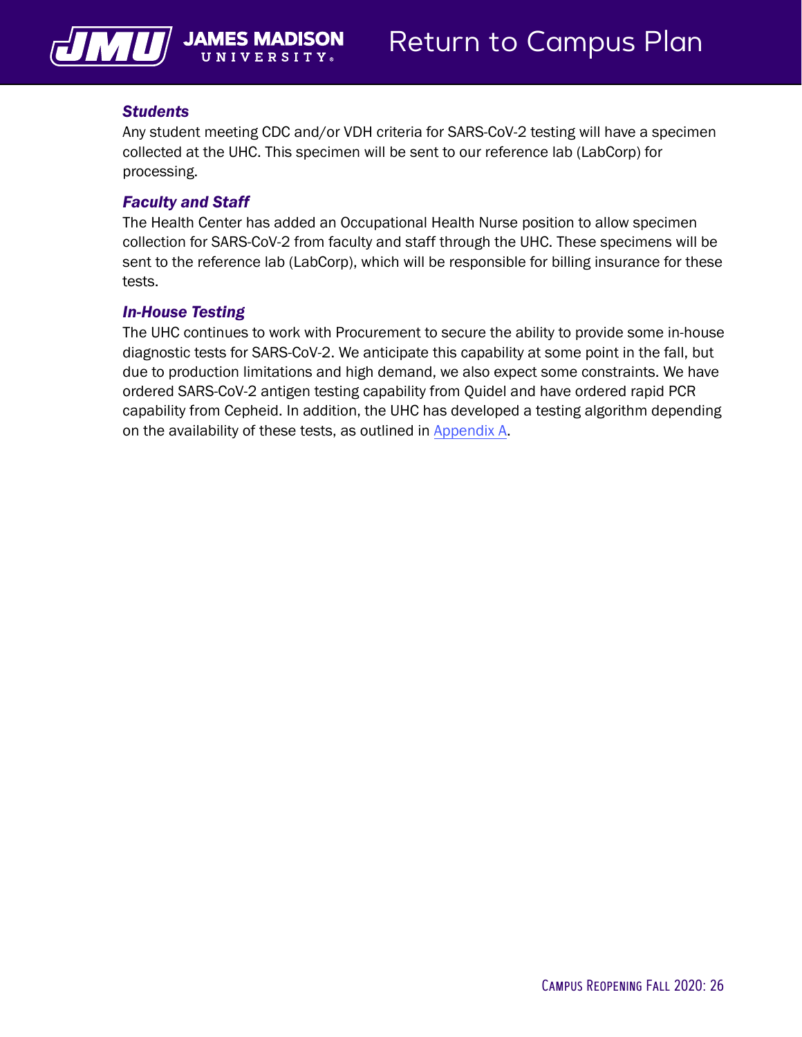### *Students*

Any student meeting CDC and/or VDH criteria for SARS-CoV-2 testing will have a specimen collected at the UHC. This specimen will be sent to our reference lab (LabCorp) for processing.

### *Faculty and Staff*

The Health Center has added an Occupational Health Nurse position to allow specimen collection for SARS-CoV-2 from faculty and staff through the UHC. These specimens will be sent to the reference lab (LabCorp), which will be responsible for billing insurance for these tests.

### *In-House Testing*

The UHC continues to work with Procurement to secure the ability to provide some in-house diagnostic tests for SARS-CoV-2. We anticipate this capability at some point in the fall, but due to production limitations and high demand, we also expect some constraints. We have ordered SARS-CoV-2 antigen testing capability from Quidel and have ordered rapid PCR capability from Cepheid. In addition, the UHC has developed a testing algorithm depending on the availability of these tests, as outlined in Appendix A.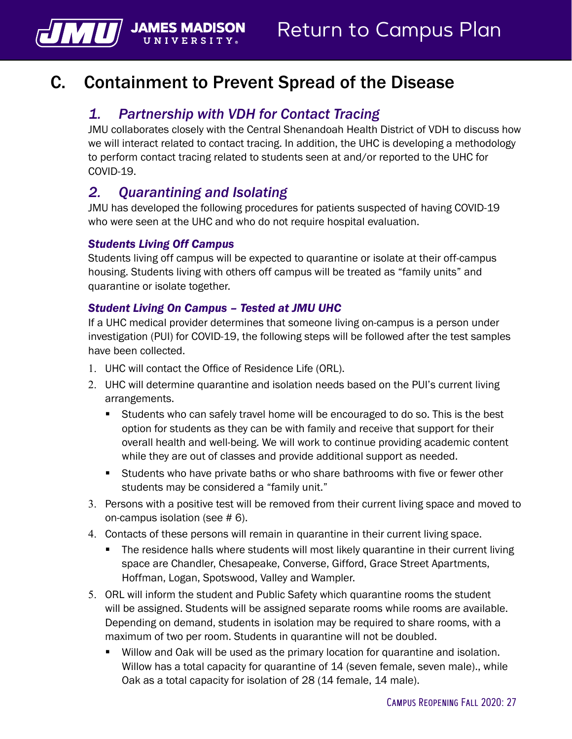# C. Containment to Prevent Spread of the Disease

## *1. Partnership with VDH for Contact Tracing*

JMU collaborates closely with the Central Shenandoah Health District of VDH to discuss how we will interact related to contact tracing. In addition, the UHC is developing a methodology to perform contact tracing related to students seen at and/or reported to the UHC for COVID-19.

## *2. Quarantining and Isolating*

JMU has developed the following procedures for patients suspected of having COVID-19 who were seen at the UHC and who do not require hospital evaluation.

### ***Students Living Off Campus***

Students living off campus will be expected to quarantine or isolate at their off-campus housing. Students living with others off campus will be treated as "family units" and quarantine or isolate together.

### ***Student Living On Campus – Tested at JMU UHC***

If a UHC medical provider determines that someone living on-campus is a person under investigation (PUI) for COVID-19, the following steps will be followed after the test samples have been collected.

1. UHC will contact the Office of Residence Life (ORL).
2. UHC will determine quarantine and isolation needs based on the PUI's current living arrangements.
   - Students who can safely travel home will be encouraged to do so. This is the best option for students as they can be with family and receive that support for their overall health and well-being. We will work to continue providing academic content while they are out of classes and provide additional support as needed.
   - Students who have private baths or who share bathrooms with five or fewer other students may be considered a "family unit."
3. Persons with a positive test will be removed from their current living space and moved to on-campus isolation (see # 6).
4. Contacts of these persons will remain in quarantine in their current living space.
   - The residence halls where students will most likely quarantine in their current living space are Chandler, Chesapeake, Converse, Gifford, Grace Street Apartments, Hoffman, Logan, Spotswood, Valley and Wampler.
5. ORL will inform the student and Public Safety which quarantine rooms the student will be assigned. Students will be assigned separate rooms while rooms are available. Depending on demand, students in isolation may be required to share rooms, with a maximum of two per room. Students in quarantine will not be doubled.
   - Willow and Oak will be used as the primary location for quarantine and isolation. Willow has a total capacity for quarantine of 14 (seven female, seven male)., while Oak as a total capacity for isolation of 28 (14 female, 14 male).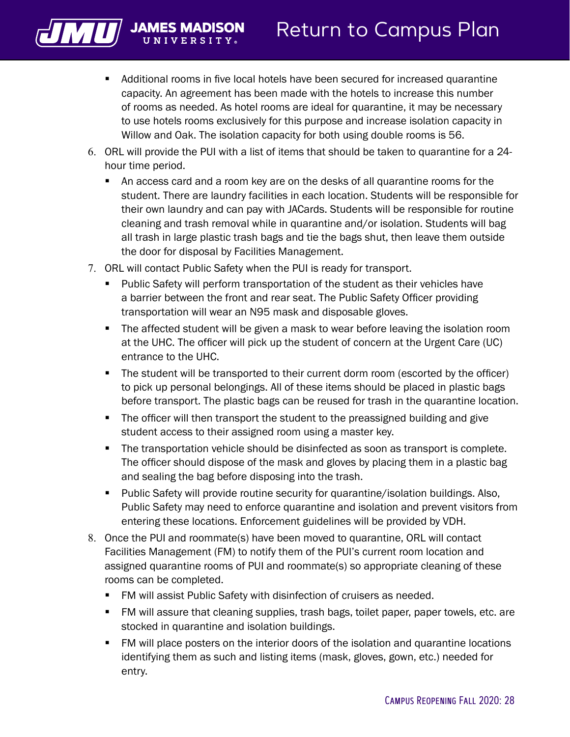- Additional rooms in five local hotels have been secured for increased quarantine capacity. An agreement has been made with the hotels to increase this number of rooms as needed. As hotel rooms are ideal for quarantine, it may be necessary to use hotels rooms exclusively for this purpose and increase isolation capacity in Willow and Oak. The isolation capacity for both using double rooms is 56.

6. ORL will provide the PUI with a list of items that should be taken to quarantine for a 24-hour time period.
   - An access card and a room key are on the desks of all quarantine rooms for the student. There are laundry facilities in each location. Students will be responsible for their own laundry and can pay with JACards. Students will be responsible for routine cleaning and trash removal while in quarantine and/or isolation. Students will bag all trash in large plastic trash bags and tie the bags shut, then leave them outside the door for disposal by Facilities Management.
7. ORL will contact Public Safety when the PUI is ready for transport.
   - Public Safety will perform transportation of the student as their vehicles have a barrier between the front and rear seat. The Public Safety Officer providing transportation will wear an N95 mask and disposable gloves.
   - The affected student will be given a mask to wear before leaving the isolation room at the UHC. The officer will pick up the student of concern at the Urgent Care (UC) entrance to the UHC.
   - The student will be transported to their current dorm room (escorted by the officer) to pick up personal belongings. All of these items should be placed in plastic bags before transport. The plastic bags can be reused for trash in the quarantine location.
   - The officer will then transport the student to the preassigned building and give student access to their assigned room using a master key.
   - The transportation vehicle should be disinfected as soon as transport is complete. The officer should dispose of the mask and gloves by placing them in a plastic bag and sealing the bag before disposing into the trash.
   - Public Safety will provide routine security for quarantine/isolation buildings. Also, Public Safety may need to enforce quarantine and isolation and prevent visitors from entering these locations. Enforcement guidelines will be provided by VDH.
8. Once the PUI and roommate(s) have been moved to quarantine, ORL will contact Facilities Management (FM) to notify them of the PUI's current room location and assigned quarantine rooms of PUI and roommate(s) so appropriate cleaning of these rooms can be completed.
   - FM will assist Public Safety with disinfection of cruisers as needed.
   - FM will assure that cleaning supplies, trash bags, toilet paper, paper towels, etc. are stocked in quarantine and isolation buildings.
   - FM will place posters on the interior doors of the isolation and quarantine locations identifying them as such and listing items (mask, gloves, gown, etc.) needed for entry.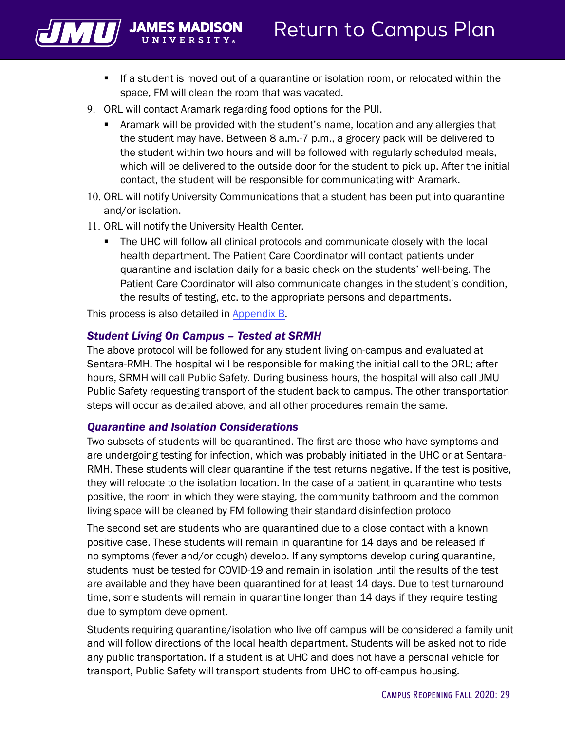- If a student is moved out of a quarantine or isolation room, or relocated within the space, FM will clean the room that was vacated.

9. ORL will contact Aramark regarding food options for the PUI.
   - Aramark will be provided with the student's name, location and any allergies that the student may have. Between 8 a.m.-7 p.m., a grocery pack will be delivered to the student within two hours and will be followed with regularly scheduled meals, which will be delivered to the outside door for the student to pick up. After the initial contact, the student will be responsible for communicating with Aramark.
10. ORL will notify University Communications that a student has been put into quarantine and/or isolation.
11. ORL will notify the University Health Center.
    - The UHC will follow all clinical protocols and communicate closely with the local health department. The Patient Care Coordinator will contact patients under quarantine and isolation daily for a basic check on the students' well-being. The Patient Care Coordinator will also communicate changes in the student's condition, the results of testing, etc. to the appropriate persons and departments.

This process is also detailed in Appendix B.

### *Student Living On Campus – Tested at SRMH*

The above protocol will be followed for any student living on-campus and evaluated at Sentara-RMH. The hospital will be responsible for making the initial call to the ORL; after hours, SRMH will call Public Safety. During business hours, the hospital will also call JMU Public Safety requesting transport of the student back to campus. The other transportation steps will occur as detailed above, and all other procedures remain the same.

### *Quarantine and Isolation Considerations*

Two subsets of students will be quarantined. The first are those who have symptoms and are undergoing testing for infection, which was probably initiated in the UHC or at Sentara-RMH. These students will clear quarantine if the test returns negative. If the test is positive, they will relocate to the isolation location. In the case of a patient in quarantine who tests positive, the room in which they were staying, the community bathroom and the common living space will be cleaned by FM following their standard disinfection protocol

The second set are students who are quarantined due to a close contact with a known positive case. These students will remain in quarantine for 14 days and be released if no symptoms (fever and/or cough) develop. If any symptoms develop during quarantine, students must be tested for COVID-19 and remain in isolation until the results of the test are available and they have been quarantined for at least 14 days. Due to test turnaround time, some students will remain in quarantine longer than 14 days if they require testing due to symptom development.

Students requiring quarantine/isolation who live off campus will be considered a family unit and will follow directions of the local health department. Students will be asked not to ride any public transportation. If a student is at UHC and does not have a personal vehicle for transport, Public Safety will transport students from UHC to off-campus housing.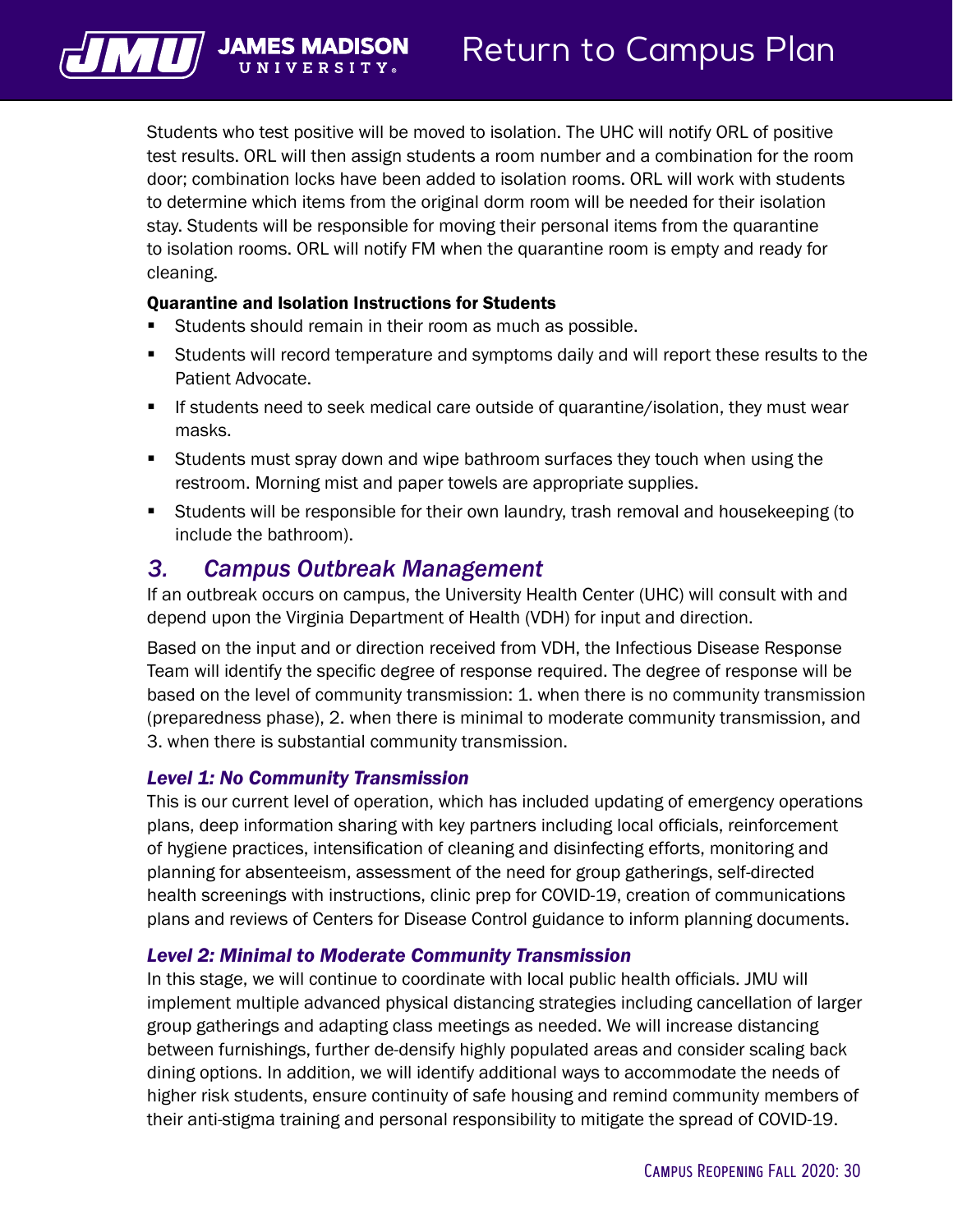Students who test positive will be moved to isolation. The UHC will notify ORL of positive test results. ORL will then assign students a room number and a combination for the room door; combination locks have been added to isolation rooms. ORL will work with students to determine which items from the original dorm room will be needed for their isolation stay. Students will be responsible for moving their personal items from the quarantine to isolation rooms. ORL will notify FM when the quarantine room is empty and ready for cleaning.

**Quarantine and Isolation Instructions for Students**

- Students should remain in their room as much as possible.
- Students will record temperature and symptoms daily and will report these results to the Patient Advocate.
- If students need to seek medical care outside of quarantine/isolation, they must wear masks.
- Students must spray down and wipe bathroom surfaces they touch when using the restroom. Morning mist and paper towels are appropriate supplies.
- Students will be responsible for their own laundry, trash removal and housekeeping (to include the bathroom).

## *3. Campus Outbreak Management*

If an outbreak occurs on campus, the University Health Center (UHC) will consult with and depend upon the Virginia Department of Health (VDH) for input and direction.

Based on the input and or direction received from VDH, the Infectious Disease Response Team will identify the specific degree of response required. The degree of response will be based on the level of community transmission: 1. when there is no community transmission (preparedness phase), 2. when there is minimal to moderate community transmission, and 3. when there is substantial community transmission.

### *Level 1: No Community Transmission*

This is our current level of operation, which has included updating of emergency operations plans, deep information sharing with key partners including local officials, reinforcement of hygiene practices, intensification of cleaning and disinfecting efforts, monitoring and planning for absenteeism, assessment of the need for group gatherings, self-directed health screenings with instructions, clinic prep for COVID-19, creation of communications plans and reviews of Centers for Disease Control guidance to inform planning documents.

### *Level 2: Minimal to Moderate Community Transmission*

In this stage, we will continue to coordinate with local public health officials. JMU will implement multiple advanced physical distancing strategies including cancellation of larger group gatherings and adapting class meetings as needed. We will increase distancing between furnishings, further de-densify highly populated areas and consider scaling back dining options. In addition, we will identify additional ways to accommodate the needs of higher risk students, ensure continuity of safe housing and remind community members of their anti-stigma training and personal responsibility to mitigate the spread of COVID-19.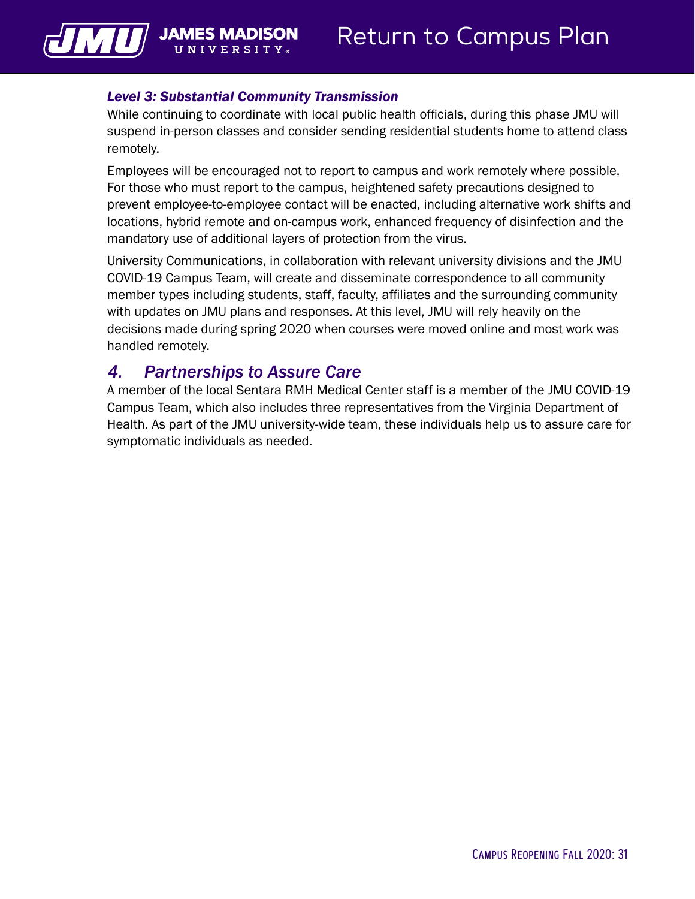### *Level 3: Substantial Community Transmission*

While continuing to coordinate with local public health officials, during this phase JMU will suspend in-person classes and consider sending residential students home to attend class remotely.

Employees will be encouraged not to report to campus and work remotely where possible. For those who must report to the campus, heightened safety precautions designed to prevent employee-to-employee contact will be enacted, including alternative work shifts and locations, hybrid remote and on-campus work, enhanced frequency of disinfection and the mandatory use of additional layers of protection from the virus.

University Communications, in collaboration with relevant university divisions and the JMU COVID-19 Campus Team, will create and disseminate correspondence to all community member types including students, staff, faculty, affiliates and the surrounding community with updates on JMU plans and responses. At this level, JMU will rely heavily on the decisions made during spring 2020 when courses were moved online and most work was handled remotely.

## *4. Partnerships to Assure Care*

A member of the local Sentara RMH Medical Center staff is a member of the JMU COVID-19 Campus Team, which also includes three representatives from the Virginia Department of Health. As part of the JMU university-wide team, these individuals help us to assure care for symptomatic individuals as needed.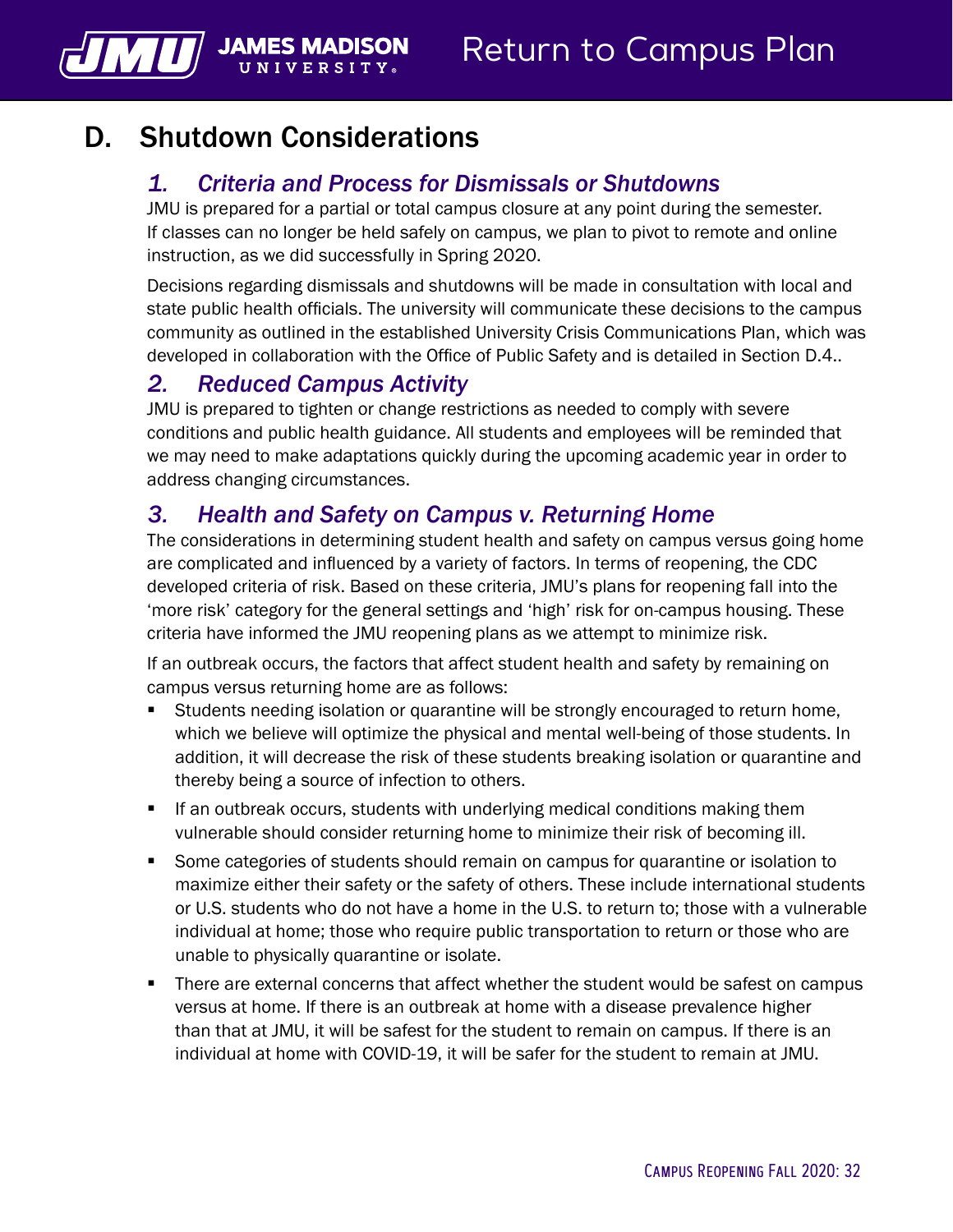# D. Shutdown Considerations

## *1. Criteria and Process for Dismissals or Shutdowns*

JMU is prepared for a partial or total campus closure at any point during the semester. If classes can no longer be held safely on campus, we plan to pivot to remote and online instruction, as we did successfully in Spring 2020.

Decisions regarding dismissals and shutdowns will be made in consultation with local and state public health officials. The university will communicate these decisions to the campus community as outlined in the established University Crisis Communications Plan, which was developed in collaboration with the Office of Public Safety and is detailed in Section D.4..

## *2. Reduced Campus Activity*

JMU is prepared to tighten or change restrictions as needed to comply with severe conditions and public health guidance. All students and employees will be reminded that we may need to make adaptations quickly during the upcoming academic year in order to address changing circumstances.

## *3. Health and Safety on Campus v. Returning Home*

The considerations in determining student health and safety on campus versus going home are complicated and influenced by a variety of factors. In terms of reopening, the CDC developed criteria of risk. Based on these criteria, JMU's plans for reopening fall into the 'more risk' category for the general settings and 'high' risk for on-campus housing. These criteria have informed the JMU reopening plans as we attempt to minimize risk.

If an outbreak occurs, the factors that affect student health and safety by remaining on campus versus returning home are as follows:

- Students needing isolation or quarantine will be strongly encouraged to return home, which we believe will optimize the physical and mental well-being of those students. In addition, it will decrease the risk of these students breaking isolation or quarantine and thereby being a source of infection to others.
- If an outbreak occurs, students with underlying medical conditions making them vulnerable should consider returning home to minimize their risk of becoming ill.
- Some categories of students should remain on campus for quarantine or isolation to maximize either their safety or the safety of others. These include international students or U.S. students who do not have a home in the U.S. to return to; those with a vulnerable individual at home; those who require public transportation to return or those who are unable to physically quarantine or isolate.
- There are external concerns that affect whether the student would be safest on campus versus at home. If there is an outbreak at home with a disease prevalence higher than that at JMU, it will be safest for the student to remain on campus. If there is an individual at home with COVID-19, it will be safer for the student to remain at JMU.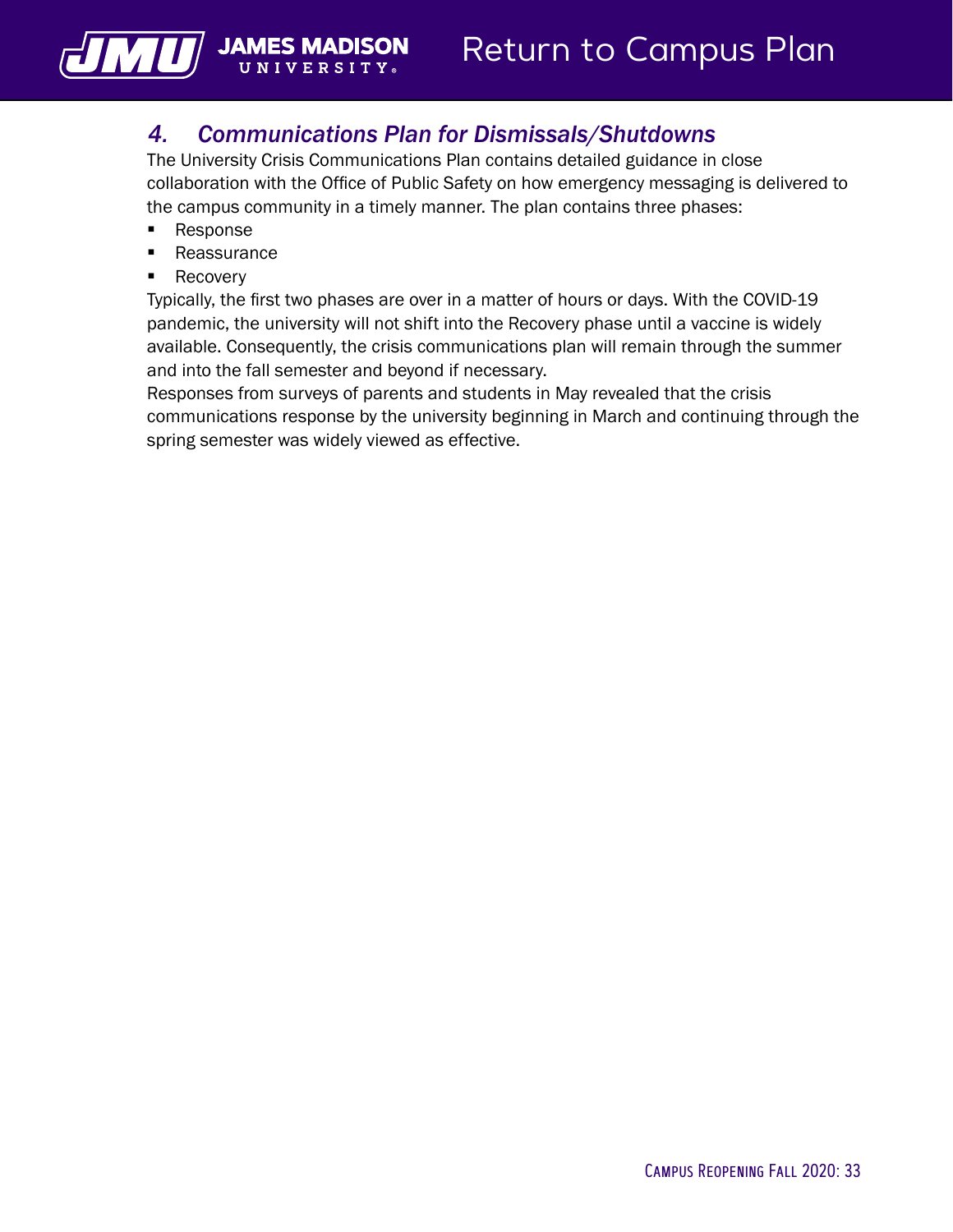## *4. Communications Plan for Dismissals/Shutdowns*

The University Crisis Communications Plan contains detailed guidance in close collaboration with the Office of Public Safety on how emergency messaging is delivered to the campus community in a timely manner. The plan contains three phases:

- Response
- Reassurance
- Recovery

Typically, the first two phases are over in a matter of hours or days. With the COVID-19 pandemic, the university will not shift into the Recovery phase until a vaccine is widely available. Consequently, the crisis communications plan will remain through the summer and into the fall semester and beyond if necessary.

Responses from surveys of parents and students in May revealed that the crisis communications response by the university beginning in March and continuing through the spring semester was widely viewed as effective.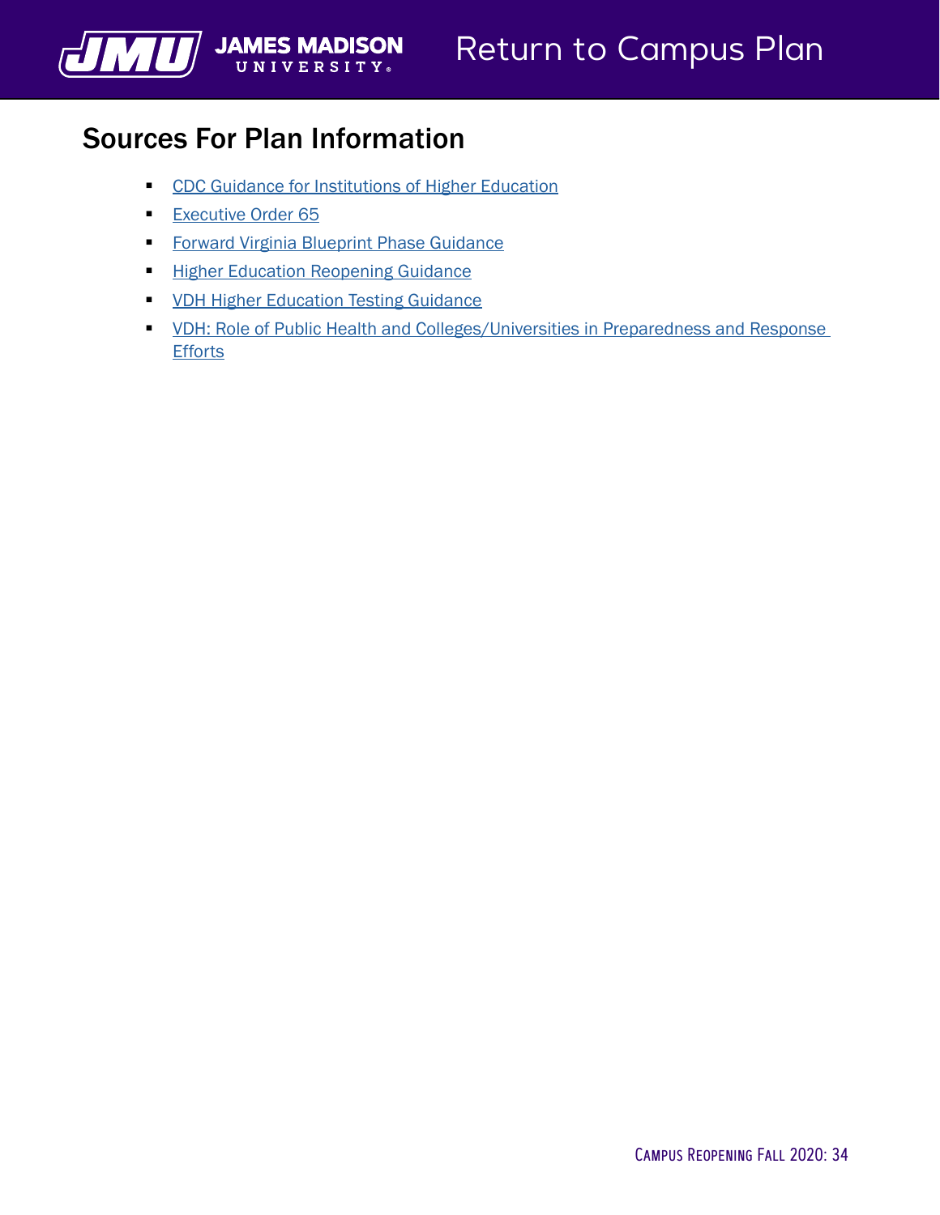## Sources For Plan Information

- CDC Guidance for Institutions of Higher Education
- Executive Order 65
- Forward Virginia Blueprint Phase Guidance
- Higher Education Reopening Guidance
- VDH Higher Education Testing Guidance
- VDH: Role of Public Health and Colleges/Universities in Preparedness and Response Efforts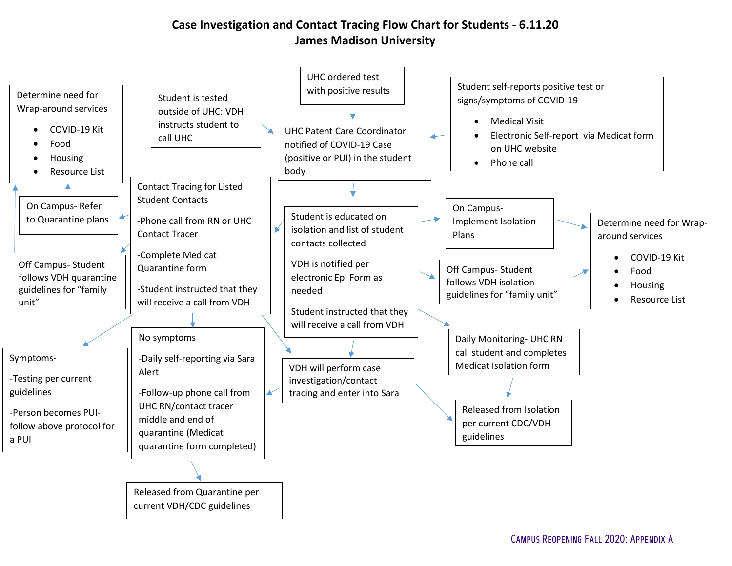# Case Investigation and Contact Tracing Flow Chart for Students - 6.11.20

## James Madison University

UHC ordered test with positive results

Student is tested outside of UHC: VDH instructs student to call UHC

Student self-reports positive test or signs/symptoms of COVID-19

- Medical Visit
- Electronic Self-report via Medicat form on UHC website
- Phone call

UHC Patent Care Coordinator notified of COVID-19 Case (positive or PUI) in the student body

Student is educated on isolation and list of student contacts collected

VDH is notified per electronic Epi Form as needed

Student instructed that they will receive a call from VDH

On Campus- Implement Isolation Plans

Off Campus- Student follows VDH isolation guidelines for "family unit"

Determine need for Wrap-around services

- COVID-19 Kit
- Food
- Housing
- Resource List

Daily Monitoring- UHC RN call student and completes Medicat Isolation form

Released from Isolation per current CDC/VDH guidelines

VDH will perform case investigation/contact tracing and enter into Sara

Contact Tracing for Listed Student Contacts

-Phone call from RN or UHC Contact Tracer

-Complete Medicat Quarantine form

-Student instructed that they will receive a call from VDH

On Campus- Refer to Quarantine plans

Off Campus- Student follows VDH quarantine guidelines for "family unit"

Determine need for Wrap-around services

- COVID-19 Kit
- Food
- Housing
- Resource List

Symptoms-

-Testing per current guidelines

-Person becomes PUI- follow above protocol for a PUI

No symptoms

-Daily self-reporting via Sara Alert

-Follow-up phone call from UHC RN/contact tracer middle and end of quarantine (Medicat quarantine form completed)

Released from Quarantine per current VDH/CDC guidelines

Campus Reopening Fall 2020: Appendix A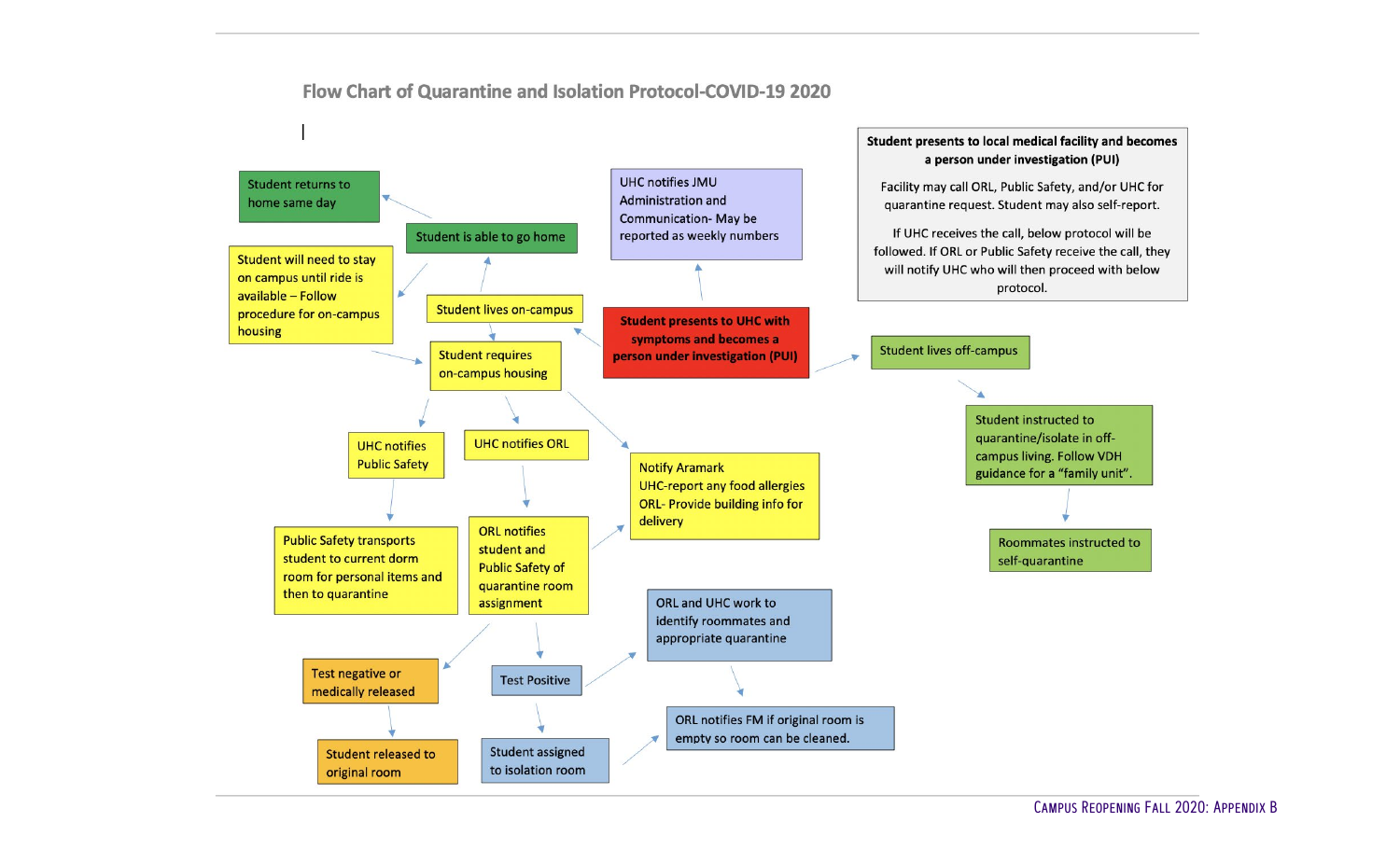## Flow Chart of Quarantine and Isolation Protocol-COVID-19 2020

**Student presents to local medical facility and becomes a person under investigation (PUI)**

Facility may call ORL, Public Safety, and/or UHC for quarantine request. Student may also self-report.

If UHC receives the call, below protocol will be followed. If ORL or Public Safety receive the call, they will notify UHC who will then proceed with below protocol.

**Student presents to UHC with symptoms and becomes a person under investigation (PUI)**

UHC notifies JMU Administration and Communication- May be reported as weekly numbers

Student lives on-campus

Student is able to go home

Student returns to home same day

Student will need to stay on campus until ride is available – Follow procedure for on-campus housing

Student requires on-campus housing

UHC notifies Public Safety

Public Safety transports student to current dorm room for personal items and then to quarantine

UHC notifies ORL

ORL notifies student and Public Safety of quarantine room assignment

Notify Aramark
UHC-report any food allergies
ORL- Provide building info for delivery

Test negative or medically released

Student released to original room

Test Positive

Student assigned to isolation room

ORL and UHC work to identify roommates and appropriate quarantine

ORL notifies FM if original room is empty so room can be cleaned.

Student lives off-campus

Student instructed to quarantine/isolate in off-campus living. Follow VDH guidance for a “family unit”.

Roommates instructed to self-quarantine